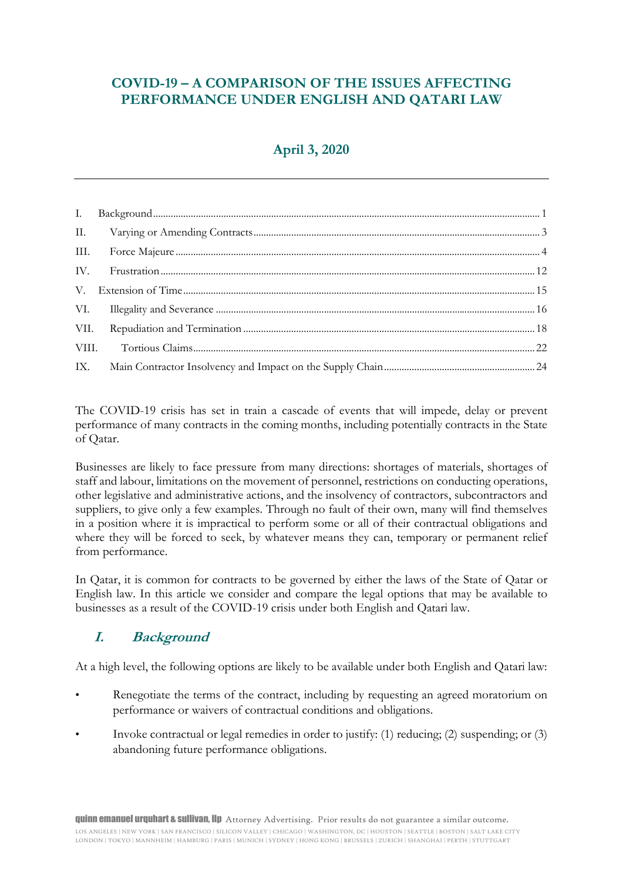# COVID-19 – A COMPARISON OF THE ISSUES AFFECTING PERFORMANCE UNDER ENGLISH AND QATARI LAW

## April 3, 2020

| | | |
|---|---|---|
| I. | Background | 1 |
| II. | Varying or Amending Contracts | 3 |
| III. | Force Majeure | 4 |
| IV. | Frustration | 12 |
| V. | Extension of Time | 15 |
| VI. | Illegality and Severance | 16 |
| VII. | Repudiation and Termination | 18 |
| VIII. | Tortious Claims | 22 |
| IX. | Main Contractor Insolvency and Impact on the Supply Chain | 24 |

The COVID-19 crisis has set in train a cascade of events that will impede, delay or prevent performance of many contracts in the coming months, including potentially contracts in the State of Qatar.

Businesses are likely to face pressure from many directions: shortages of materials, shortages of staff and labour, limitations on the movement of personnel, restrictions on conducting operations, other legislative and administrative actions, and the insolvency of contractors, subcontractors and suppliers, to give only a few examples. Through no fault of their own, many will find themselves in a position where it is impractical to perform some or all of their contractual obligations and where they will be forced to seek, by whatever means they can, temporary or permanent relief from performance.

In Qatar, it is common for contracts to be governed by either the laws of the State of Qatar or English law. In this article we consider and compare the legal options that may be available to businesses as a result of the COVID-19 crisis under both English and Qatari law.

## *I. Background*

At a high level, the following options are likely to be available under both English and Qatari law:

- Renegotiate the terms of the contract, including by requesting an agreed moratorium on performance or waivers of contractual conditions and obligations.
- Invoke contractual or legal remedies in order to justify: (1) reducing; (2) suspending; or (3) abandoning future performance obligations.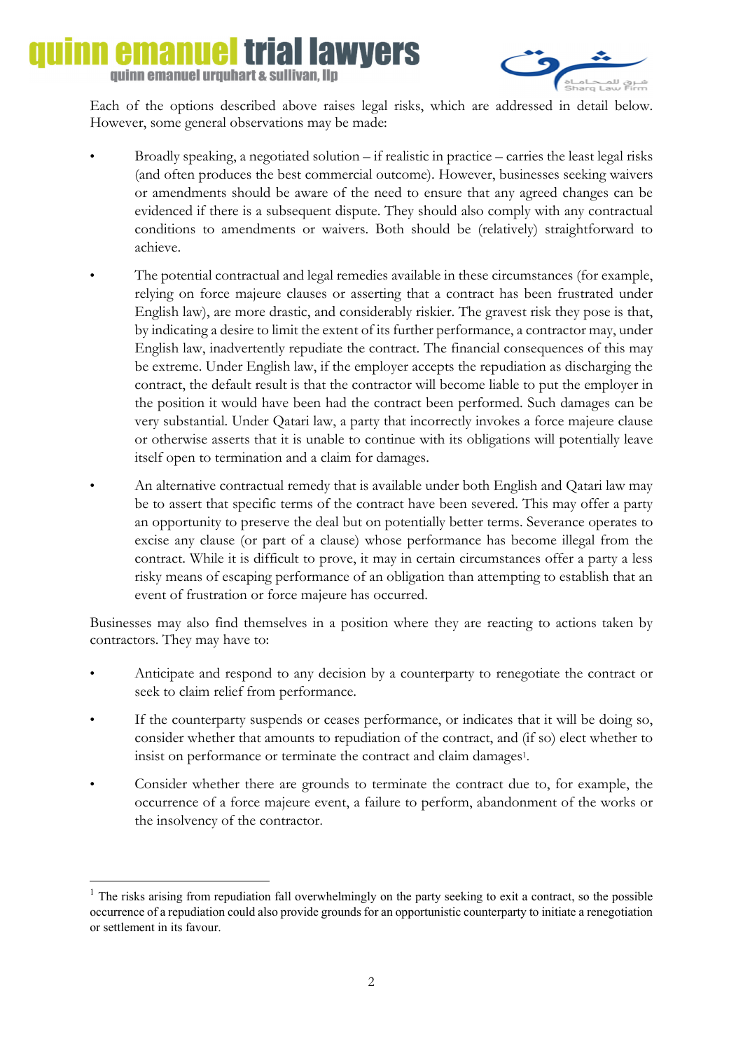Each of the options described above raises legal risks, which are addressed in detail below. However, some general observations may be made:

- Broadly speaking, a negotiated solution – if realistic in practice – carries the least legal risks (and often produces the best commercial outcome). However, businesses seeking waivers or amendments should be aware of the need to ensure that any agreed changes can be evidenced if there is a subsequent dispute. They should also comply with any contractual conditions to amendments or waivers. Both should be (relatively) straightforward to achieve.

- The potential contractual and legal remedies available in these circumstances (for example, relying on force majeure clauses or asserting that a contract has been frustrated under English law), are more drastic, and considerably riskier. The gravest risk they pose is that, by indicating a desire to limit the extent of its further performance, a contractor may, under English law, inadvertently repudiate the contract. The financial consequences of this may be extreme. Under English law, if the employer accepts the repudiation as discharging the contract, the default result is that the contractor will become liable to put the employer in the position it would have been had the contract been performed. Such damages can be very substantial. Under Qatari law, a party that incorrectly invokes a force majeure clause or otherwise asserts that it is unable to continue with its obligations will potentially leave itself open to termination and a claim for damages.

- An alternative contractual remedy that is available under both English and Qatari law may be to assert that specific terms of the contract have been severed. This may offer a party an opportunity to preserve the deal but on potentially better terms. Severance operates to excise any clause (or part of a clause) whose performance has become illegal from the contract. While it is difficult to prove, it may in certain circumstances offer a party a less risky means of escaping performance of an obligation than attempting to establish that an event of frustration or force majeure has occurred.

Businesses may also find themselves in a position where they are reacting to actions taken by contractors. They may have to:

- Anticipate and respond to any decision by a counterparty to renegotiate the contract or seek to claim relief from performance.

- If the counterparty suspends or ceases performance, or indicates that it will be doing so, consider whether that amounts to repudiation of the contract, and (if so) elect whether to insist on performance or terminate the contract and claim damages[1].

- Consider whether there are grounds to terminate the contract due to, for example, the occurrence of a force majeure event, a failure to perform, abandonment of the works or the insolvency of the contractor.

---

[1] The risks arising from repudiation fall overwhelmingly on the party seeking to exit a contract, so the possible occurrence of a repudiation could also provide grounds for an opportunistic counterparty to initiate a renegotiation or settlement in its favour.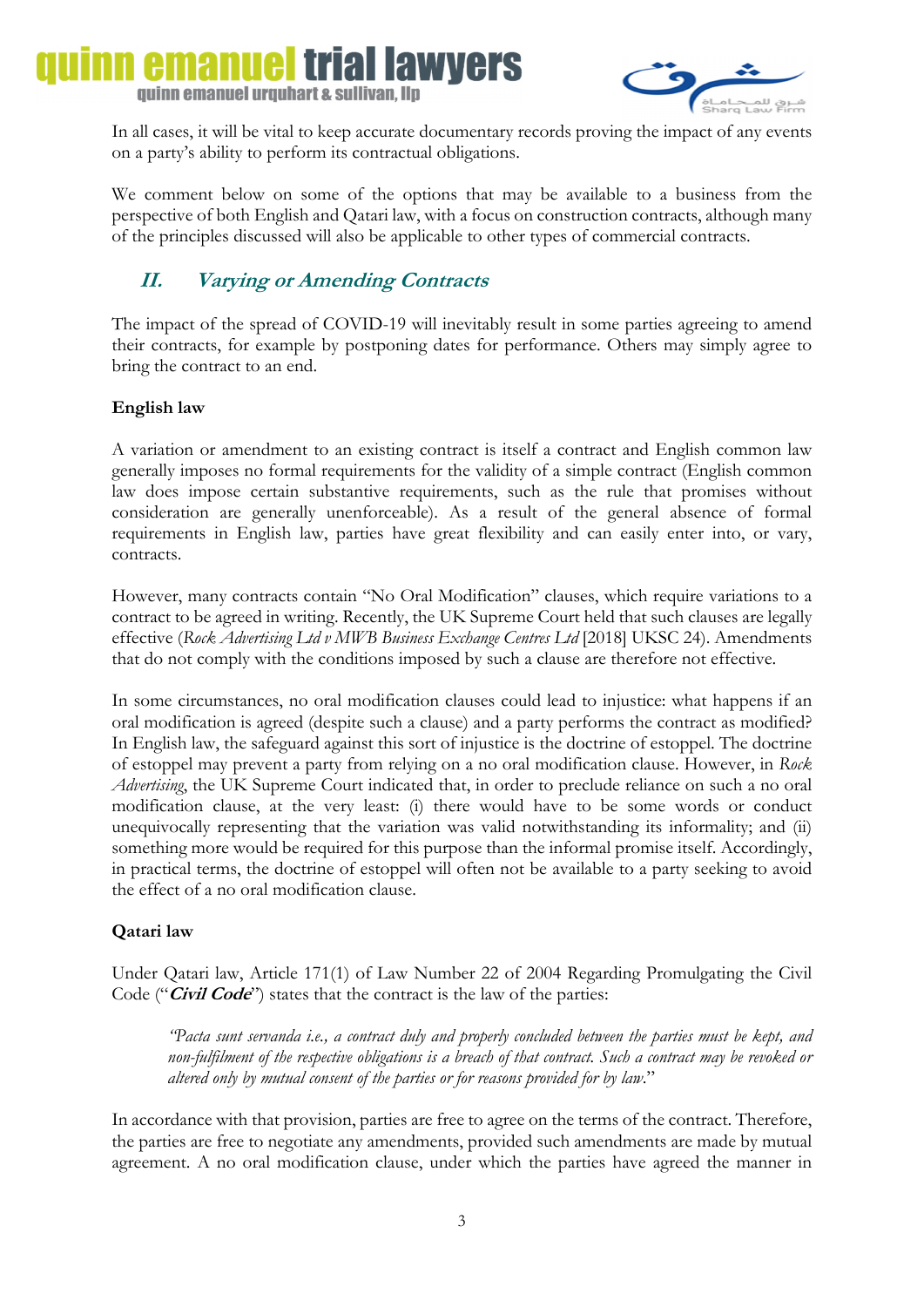In all cases, it will be vital to keep accurate documentary records proving the impact of any events on a party's ability to perform its contractual obligations.

We comment below on some of the options that may be available to a business from the perspective of both English and Qatari law, with a focus on construction contracts, although many of the principles discussed will also be applicable to other types of commercial contracts.

## *II. Varying or Amending Contracts*

The impact of the spread of COVID-19 will inevitably result in some parties agreeing to amend their contracts, for example by postponing dates for performance. Others may simply agree to bring the contract to an end.

**English law**

A variation or amendment to an existing contract is itself a contract and English common law generally imposes no formal requirements for the validity of a simple contract (English common law does impose certain substantive requirements, such as the rule that promises without consideration are generally unenforceable). As a result of the general absence of formal requirements in English law, parties have great flexibility and can easily enter into, or vary, contracts.

However, many contracts contain "No Oral Modification" clauses, which require variations to a contract to be agreed in writing. Recently, the UK Supreme Court held that such clauses are legally effective (*Rock Advertising Ltd v MWB Business Exchange Centres Ltd* [2018] UKSC 24). Amendments that do not comply with the conditions imposed by such a clause are therefore not effective.

In some circumstances, no oral modification clauses could lead to injustice: what happens if an oral modification is agreed (despite such a clause) and a party performs the contract as modified? In English law, the safeguard against this sort of injustice is the doctrine of estoppel. The doctrine of estoppel may prevent a party from relying on a no oral modification clause. However, in *Rock Advertising*, the UK Supreme Court indicated that, in order to preclude reliance on such a no oral modification clause, at the very least: (i) there would have to be some words or conduct unequivocally representing that the variation was valid notwithstanding its informality; and (ii) something more would be required for this purpose than the informal promise itself. Accordingly, in practical terms, the doctrine of estoppel will often not be available to a party seeking to avoid the effect of a no oral modification clause.

**Qatari law**

Under Qatari law, Article 171(1) of Law Number 22 of 2004 Regarding Promulgating the Civil Code ("***Civil Code***") states that the contract is the law of the parties:

> *"Pacta sunt servanda i.e., a contract duly and properly concluded between the parties must be kept, and non-fulfilment of the respective obligations is a breach of that contract. Such a contract may be revoked or altered only by mutual consent of the parties or for reasons provided for by law."*

In accordance with that provision, parties are free to agree on the terms of the contract. Therefore, the parties are free to negotiate any amendments, provided such amendments are made by mutual agreement. A no oral modification clause, under which the parties have agreed the manner in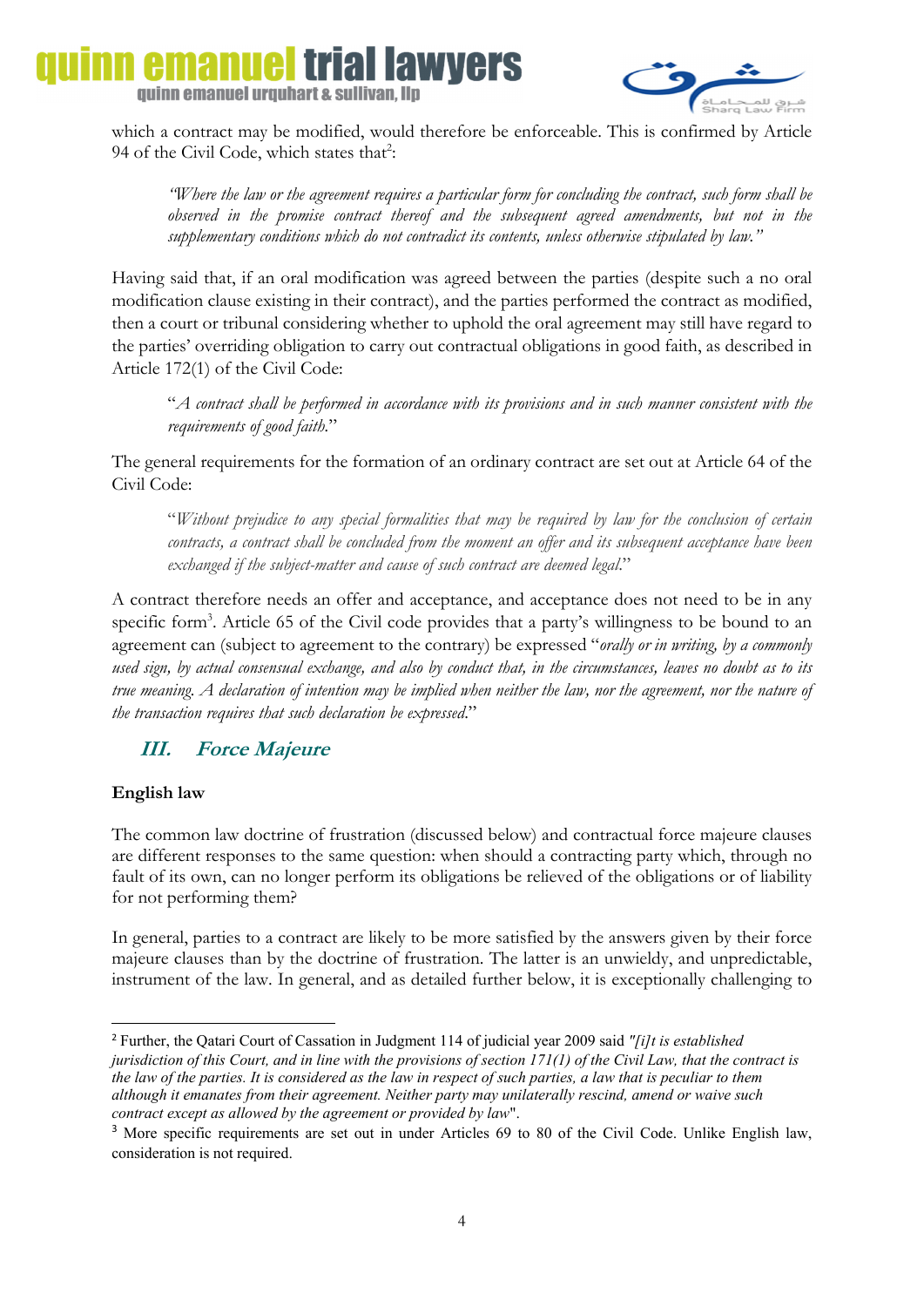which a contract may be modified, would therefore be enforceable. This is confirmed by Article 94 of the Civil Code, which states that[2]:

> *"Where the law or the agreement requires a particular form for concluding the contract, such form shall be observed in the promise contract thereof and the subsequent agreed amendments, but not in the supplementary conditions which do not contradict its contents, unless otherwise stipulated by law."*

Having said that, if an oral modification was agreed between the parties (despite such a no oral modification clause existing in their contract), and the parties performed the contract as modified, then a court or tribunal considering whether to uphold the oral agreement may still have regard to the parties' overriding obligation to carry out contractual obligations in good faith, as described in Article 172(1) of the Civil Code:

> "*A contract shall be performed in accordance with its provisions and in such manner consistent with the requirements of good faith.*"

The general requirements for the formation of an ordinary contract are set out at Article 64 of the Civil Code:

> "*Without prejudice to any special formalities that may be required by law for the conclusion of certain contracts, a contract shall be concluded from the moment an offer and its subsequent acceptance have been exchanged if the subject-matter and cause of such contract are deemed legal.*"

A contract therefore needs an offer and acceptance, and acceptance does not need to be in any specific form[3]. Article 65 of the Civil code provides that a party's willingness to be bound to an agreement can (subject to agreement to the contrary) be expressed "*orally or in writing, by a commonly used sign, by actual consensual exchange, and also by conduct that, in the circumstances, leaves no doubt as to its true meaning. A declaration of intention may be implied when neither the law, nor the agreement, nor the nature of the transaction requires that such declaration be expressed.*"

## *III. Force Majeure*

**English law**

The common law doctrine of frustration (discussed below) and contractual force majeure clauses are different responses to the same question: when should a contracting party which, through no fault of its own, can no longer perform its obligations be relieved of the obligations or of liability for not performing them?

In general, parties to a contract are likely to be more satisfied by the answers given by their force majeure clauses than by the doctrine of frustration. The latter is an unwieldy, and unpredictable, instrument of the law. In general, and as detailed further below, it is exceptionally challenging to

---

[2] Further, the Qatari Court of Cassation in Judgment 114 of judicial year 2009 said *"[i]t is established jurisdiction of this Court, and in line with the provisions of section 171(1) of the Civil Law, that the contract is the law of the parties. It is considered as the law in respect of such parties, a law that is peculiar to them although it emanates from their agreement. Neither party may unilaterally rescind, amend or waive such contract except as allowed by the agreement or provided by law*".

[3] More specific requirements are set out in under Articles 69 to 80 of the Civil Code. Unlike English law, consideration is not required.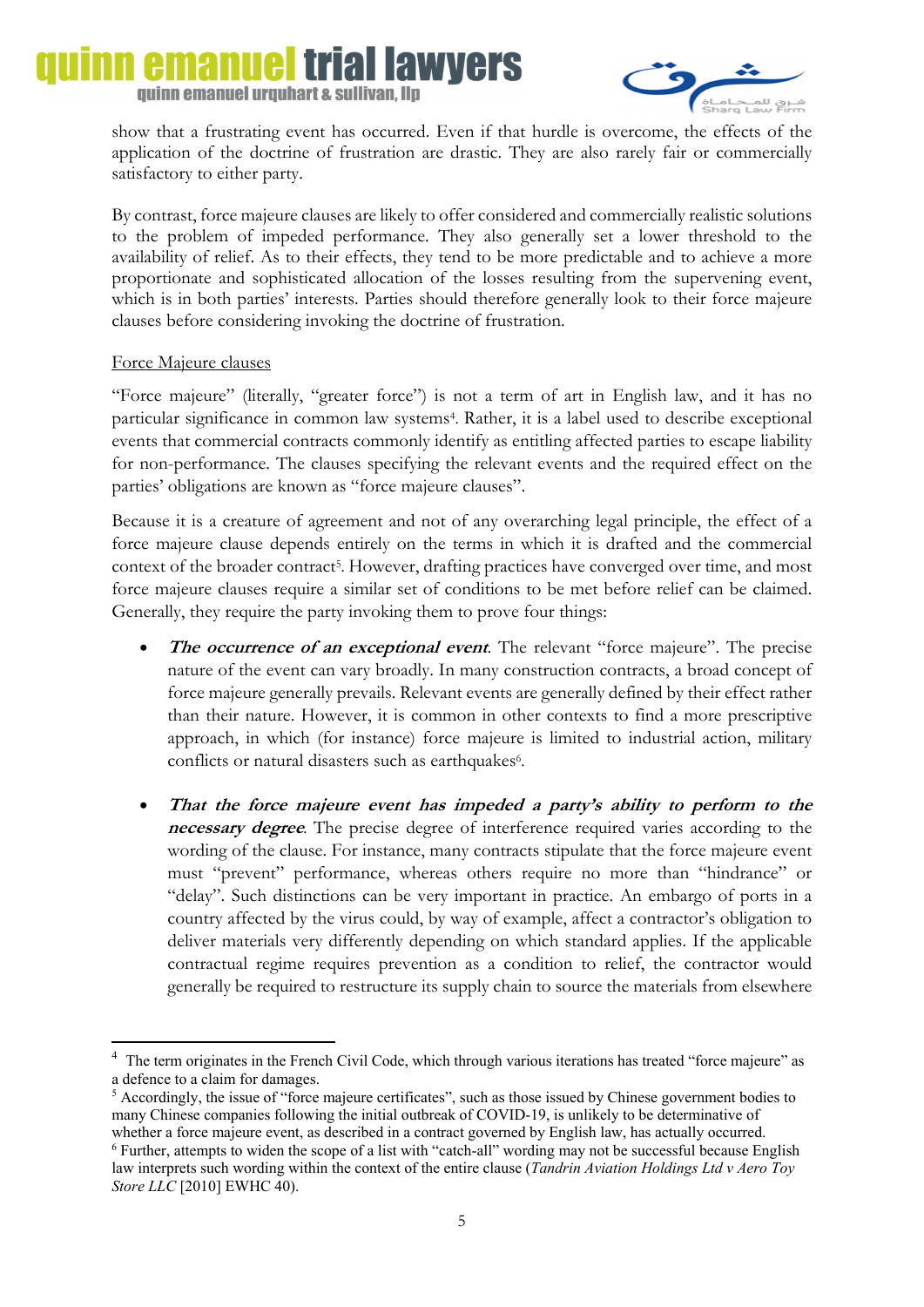show that a frustrating event has occurred. Even if that hurdle is overcome, the effects of the application of the doctrine of frustration are drastic. They are also rarely fair or commercially satisfactory to either party.

By contrast, force majeure clauses are likely to offer considered and commercially realistic solutions to the problem of impeded performance. They also generally set a lower threshold to the availability of relief. As to their effects, they tend to be more predictable and to achieve a more proportionate and sophisticated allocation of the losses resulting from the supervening event, which is in both parties' interests. Parties should therefore generally look to their force majeure clauses before considering invoking the doctrine of frustration.

Force Majeure clauses

"Force majeure" (literally, "greater force") is not a term of art in English law, and it has no particular significance in common law systems[4]. Rather, it is a label used to describe exceptional events that commercial contracts commonly identify as entitling affected parties to escape liability for non-performance. The clauses specifying the relevant events and the required effect on the parties' obligations are known as "force majeure clauses".

Because it is a creature of agreement and not of any overarching legal principle, the effect of a force majeure clause depends entirely on the terms in which it is drafted and the commercial context of the broader contract[5]. However, drafting practices have converged over time, and most force majeure clauses require a similar set of conditions to be met before relief can be claimed. Generally, they require the party invoking them to prove four things:

- ***The occurrence of an exceptional event***. The relevant "force majeure". The precise nature of the event can vary broadly. In many construction contracts, a broad concept of force majeure generally prevails. Relevant events are generally defined by their effect rather than their nature. However, it is common in other contexts to find a more prescriptive approach, in which (for instance) force majeure is limited to industrial action, military conflicts or natural disasters such as earthquakes[6].

- ***That the force majeure event has impeded a party's ability to perform to the necessary degree***. The precise degree of interference required varies according to the wording of the clause. For instance, many contracts stipulate that the force majeure event must "prevent" performance, whereas others require no more than "hindrance" or "delay". Such distinctions can be very important in practice. An embargo of ports in a country affected by the virus could, by way of example, affect a contractor's obligation to deliver materials very differently depending on which standard applies. If the applicable contractual regime requires prevention as a condition to relief, the contractor would generally be required to restructure its supply chain to source the materials from elsewhere

---

[4] The term originates in the French Civil Code, which through various iterations has treated "force majeure" as a defence to a claim for damages.

[5] Accordingly, the issue of "force majeure certificates", such as those issued by Chinese government bodies to many Chinese companies following the initial outbreak of COVID-19, is unlikely to be determinative of whether a force majeure event, as described in a contract governed by English law, has actually occurred.

[6] Further, attempts to widen the scope of a list with "catch-all" wording may not be successful because English law interprets such wording within the context of the entire clause (*Tandrin Aviation Holdings Ltd v Aero Toy Store LLC* [2010] EWHC 40).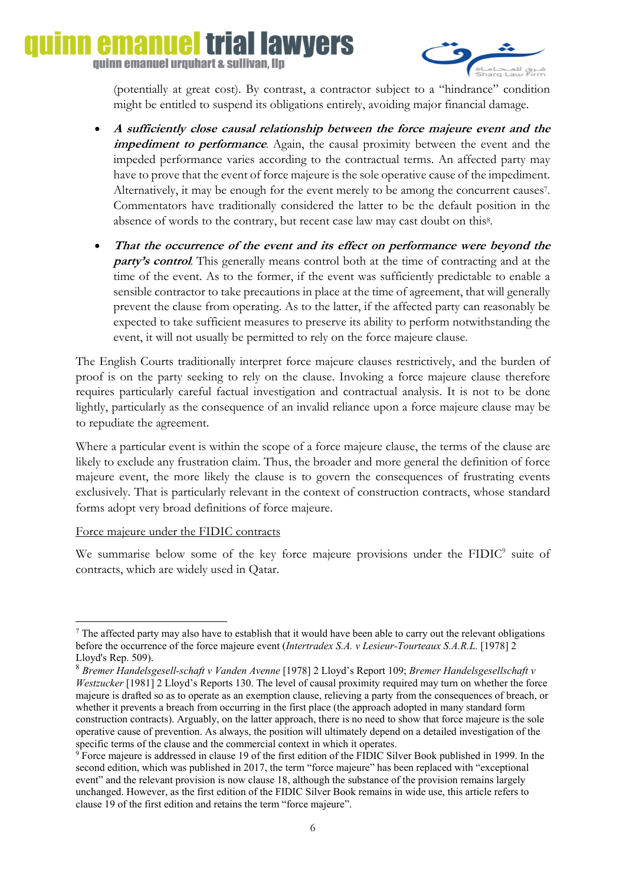(potentially at great cost). By contrast, a contractor subject to a "hindrance" condition might be entitled to suspend its obligations entirely, avoiding major financial damage.

- ***A sufficiently close causal relationship between the force majeure event and the impediment to performance***. Again, the causal proximity between the event and the impeded performance varies according to the contractual terms. An affected party may have to prove that the event of force majeure is the sole operative cause of the impediment. Alternatively, it may be enough for the event merely to be among the concurrent causes[7]. Commentators have traditionally considered the latter to be the default position in the absence of words to the contrary, but recent case law may cast doubt on this[8].

- ***That the occurrence of the event and its effect on performance were beyond the party's control***. This generally means control both at the time of contracting and at the time of the event. As to the former, if the event was sufficiently predictable to enable a sensible contractor to take precautions in place at the time of agreement, that will generally prevent the clause from operating. As to the latter, if the affected party can reasonably be expected to take sufficient measures to preserve its ability to perform notwithstanding the event, it will not usually be permitted to rely on the force majeure clause.

The English Courts traditionally interpret force majeure clauses restrictively, and the burden of proof is on the party seeking to rely on the clause. Invoking a force majeure clause therefore requires particularly careful factual investigation and contractual analysis. It is not to be done lightly, particularly as the consequence of an invalid reliance upon a force majeure clause may be to repudiate the agreement.

Where a particular event is within the scope of a force majeure clause, the terms of the clause are likely to exclude any frustration claim. Thus, the broader and more general the definition of force majeure event, the more likely the clause is to govern the consequences of frustrating events exclusively. That is particularly relevant in the context of construction contracts, whose standard forms adopt very broad definitions of force majeure.

Force majeure under the FIDIC contracts

We summarise below some of the key force majeure provisions under the FIDIC[9] suite of contracts, which are widely used in Qatar.

---

[7] The affected party may also have to establish that it would have been able to carry out the relevant obligations before the occurrence of the force majeure event (*Intertradex S.A. v Lesieur-Tourteaux S.A.R.L.* [1978] 2 Lloyd's Rep. 509).

[8] *Bremer Handelsgesell-schaft v Vanden Avenne* [1978] 2 Lloyd's Report 109; *Bremer Handelsgesellschaft v Westzucker* [1981] 2 Lloyd's Reports 130. The level of causal proximity required may turn on whether the force majeure is drafted so as to operate as an exemption clause, relieving a party from the consequences of breach, or whether it prevents a breach from occurring in the first place (the approach adopted in many standard form construction contracts). Arguably, on the latter approach, there is no need to show that force majeure is the sole operative cause of prevention. As always, the position will ultimately depend on a detailed investigation of the specific terms of the clause and the commercial context in which it operates.

[9] Force majeure is addressed in clause 19 of the first edition of the FIDIC Silver Book published in 1999. In the second edition, which was published in 2017, the term "force majeure" has been replaced with "exceptional event" and the relevant provision is now clause 18, although the substance of the provision remains largely unchanged. However, as the first edition of the FIDIC Silver Book remains in wide use, this article refers to clause 19 of the first edition and retains the term "force majeure".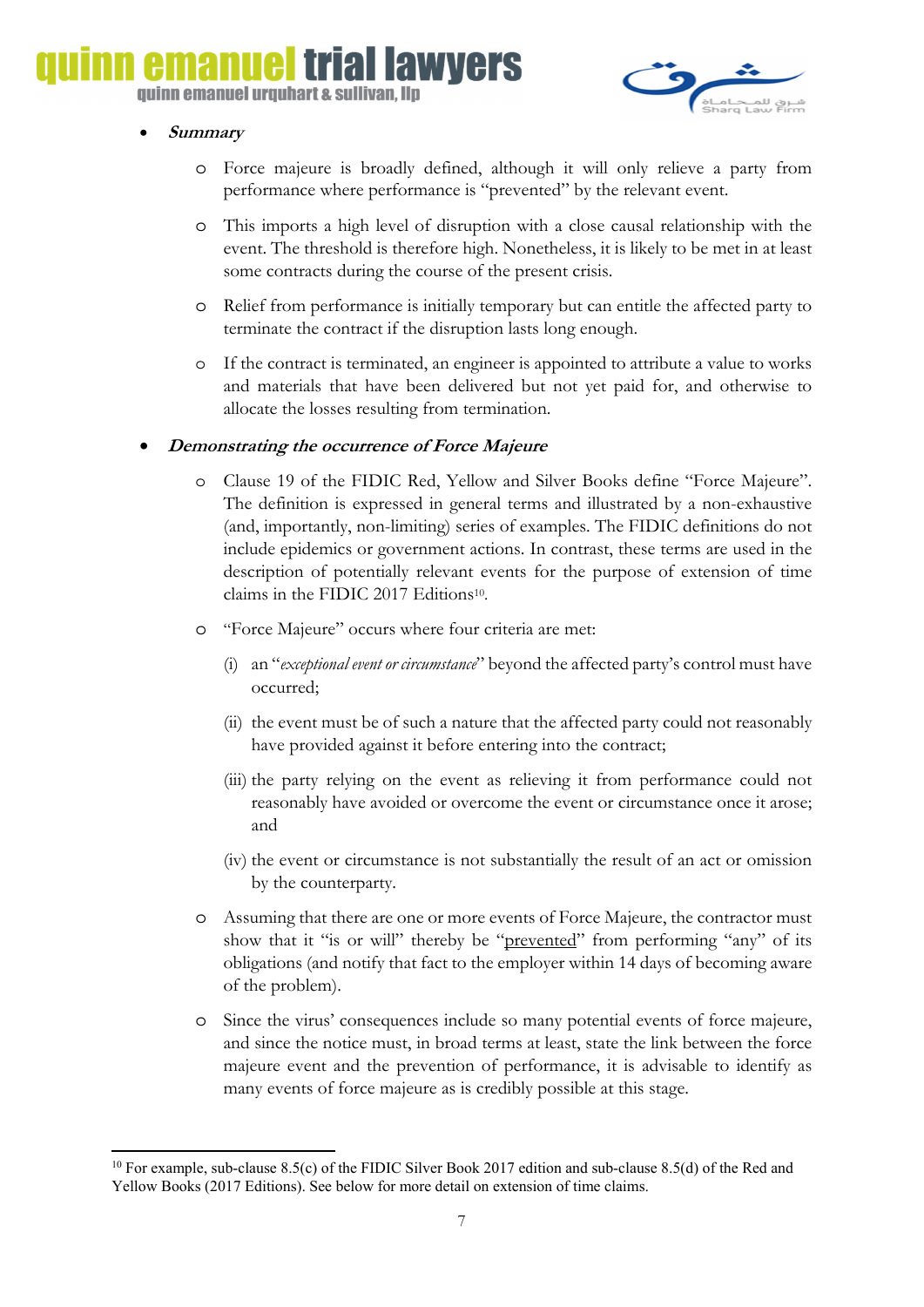- ***Summary***

  - Force majeure is broadly defined, although it will only relieve a party from performance where performance is "prevented" by the relevant event.

  - This imports a high level of disruption with a close causal relationship with the event. The threshold is therefore high. Nonetheless, it is likely to be met in at least some contracts during the course of the present crisis.

  - Relief from performance is initially temporary but can entitle the affected party to terminate the contract if the disruption lasts long enough.

  - If the contract is terminated, an engineer is appointed to attribute a value to works and materials that have been delivered but not yet paid for, and otherwise to allocate the losses resulting from termination.

- ***Demonstrating the occurrence of Force Majeure***

  - Clause 19 of the FIDIC Red, Yellow and Silver Books define "Force Majeure". The definition is expressed in general terms and illustrated by a non-exhaustive (and, importantly, non-limiting) series of examples. The FIDIC definitions do not include epidemics or government actions. In contrast, these terms are used in the description of potentially relevant events for the purpose of extension of time claims in the FIDIC 2017 Editions[10].

  - "Force Majeure" occurs where four criteria are met:

    (i) an "*exceptional event or circumstance*" beyond the affected party's control must have occurred;

    (ii) the event must be of such a nature that the affected party could not reasonably have provided against it before entering into the contract;

    (iii) the party relying on the event as relieving it from performance could not reasonably have avoided or overcome the event or circumstance once it arose; and

    (iv) the event or circumstance is not substantially the result of an act or omission by the counterparty.

  - Assuming that there are one or more events of Force Majeure, the contractor must show that it "is or will" thereby be "prevented" from performing "any" of its obligations (and notify that fact to the employer within 14 days of becoming aware of the problem).

  - Since the virus' consequences include so many potential events of force majeure, and since the notice must, in broad terms at least, state the link between the force majeure event and the prevention of performance, it is advisable to identify as many events of force majeure as is credibly possible at this stage.

---

[10] For example, sub-clause 8.5(c) of the FIDIC Silver Book 2017 edition and sub-clause 8.5(d) of the Red and Yellow Books (2017 Editions). See below for more detail on extension of time claims.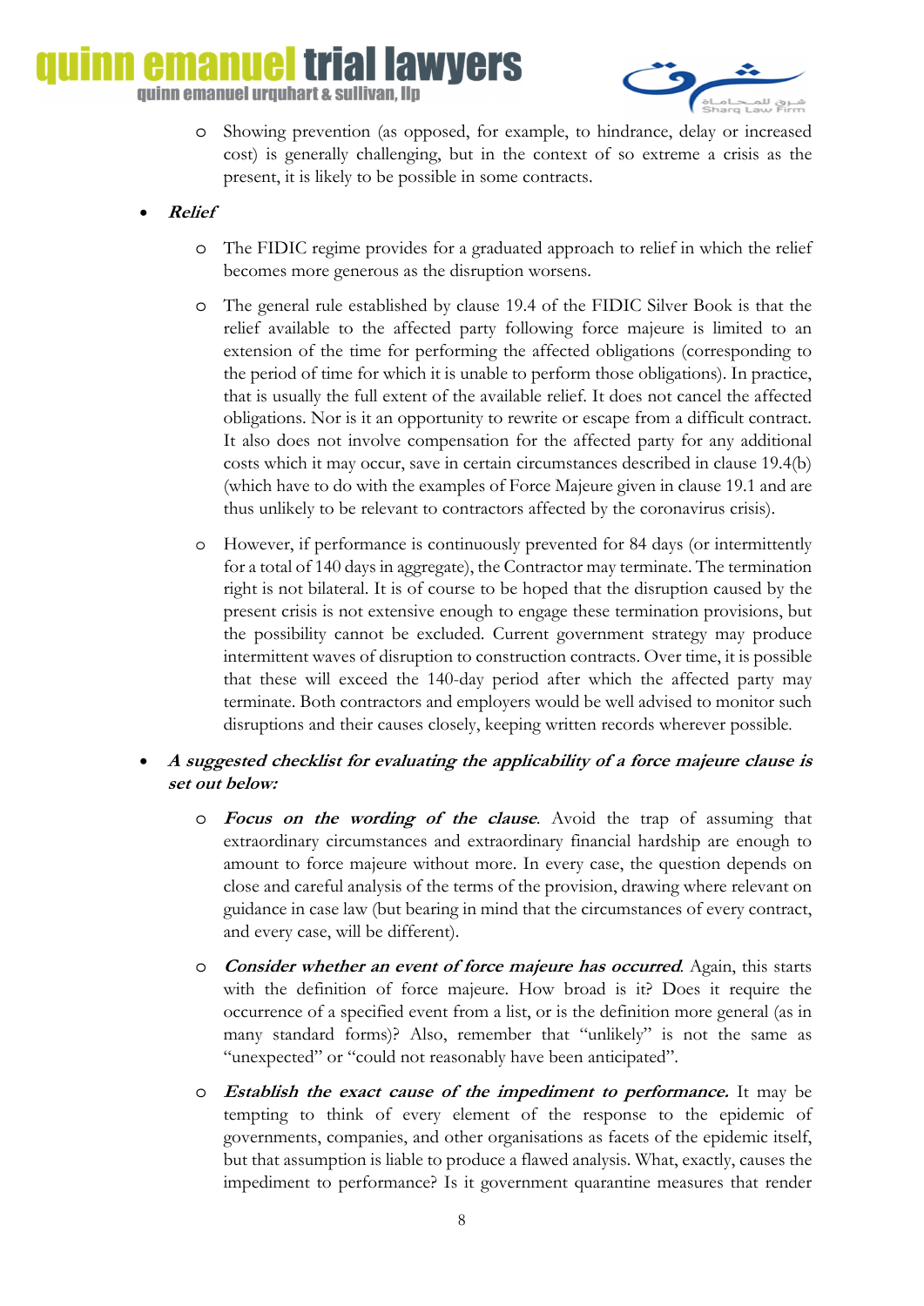- Showing prevention (as opposed, for example, to hindrance, delay or increased cost) is generally challenging, but in the context of so extreme a crisis as the present, it is likely to be possible in some contracts.

- ***Relief***

   - The FIDIC regime provides for a graduated approach to relief in which the relief becomes more generous as the disruption worsens.

   - The general rule established by clause 19.4 of the FIDIC Silver Book is that the relief available to the affected party following force majeure is limited to an extension of the time for performing the affected obligations (corresponding to the period of time for which it is unable to perform those obligations). In practice, that is usually the full extent of the available relief. It does not cancel the affected obligations. Nor is it an opportunity to rewrite or escape from a difficult contract. It also does not involve compensation for the affected party for any additional costs which it may occur, save in certain circumstances described in clause 19.4(b) (which have to do with the examples of Force Majeure given in clause 19.1 and are thus unlikely to be relevant to contractors affected by the coronavirus crisis).

   - However, if performance is continuously prevented for 84 days (or intermittently for a total of 140 days in aggregate), the Contractor may terminate. The termination right is not bilateral. It is of course to be hoped that the disruption caused by the present crisis is not extensive enough to engage these termination provisions, but the possibility cannot be excluded. Current government strategy may produce intermittent waves of disruption to construction contracts. Over time, it is possible that these will exceed the 140-day period after which the affected party may terminate. Both contractors and employers would be well advised to monitor such disruptions and their causes closely, keeping written records wherever possible.

- ***A suggested checklist for evaluating the applicability of a force majeure clause is set out below:***

   - ***Focus on the wording of the clause***. Avoid the trap of assuming that extraordinary circumstances and extraordinary financial hardship are enough to amount to force majeure without more. In every case, the question depends on close and careful analysis of the terms of the provision, drawing where relevant on guidance in case law (but bearing in mind that the circumstances of every contract, and every case, will be different).

   - ***Consider whether an event of force majeure has occurred***. Again, this starts with the definition of force majeure. How broad is it? Does it require the occurrence of a specified event from a list, or is the definition more general (as in many standard forms)? Also, remember that "unlikely" is not the same as "unexpected" or "could not reasonably have been anticipated".

   - ***Establish the exact cause of the impediment to performance.*** It may be tempting to think of every element of the response to the epidemic of governments, companies, and other organisations as facets of the epidemic itself, but that assumption is liable to produce a flawed analysis. What, exactly, causes the impediment to performance? Is it government quarantine measures that render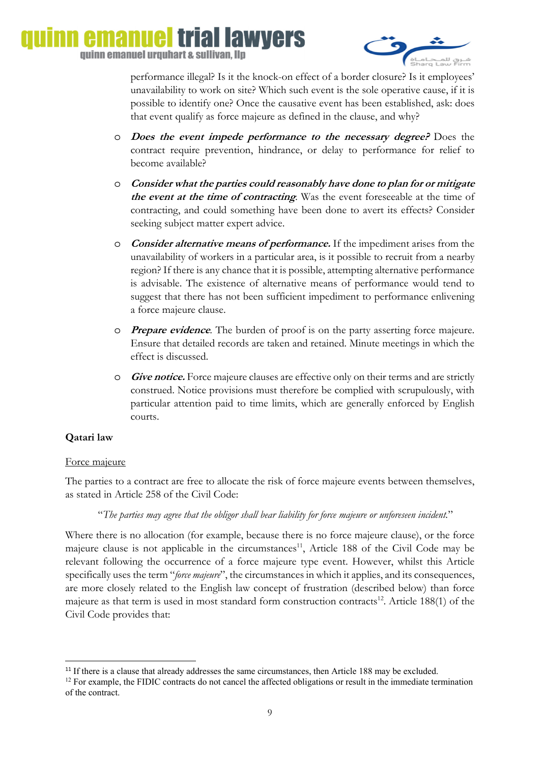performance illegal? Is it the knock-on effect of a border closure? Is it employees' unavailability to work on site? Which such event is the sole operative cause, if it is possible to identify one? Once the causative event has been established, ask: does that event qualify as force majeure as defined in the clause, and why?

- ***Does the event impede performance to the necessary degree?*** Does the contract require prevention, hindrance, or delay to performance for relief to become available?
- ***Consider what the parties could reasonably have done to plan for or mitigate the event at the time of contracting*.** Was the event foreseeable at the time of contracting, and could something have been done to avert its effects? Consider seeking subject matter expert advice.
- ***Consider alternative means of performance.*** If the impediment arises from the unavailability of workers in a particular area, is it possible to recruit from a nearby region? If there is any chance that it is possible, attempting alternative performance is advisable. The existence of alternative means of performance would tend to suggest that there has not been sufficient impediment to performance enlivening a force majeure clause.
- ***Prepare evidence*.** The burden of proof is on the party asserting force majeure. Ensure that detailed records are taken and retained. Minute meetings in which the effect is discussed.
- ***Give notice.*** Force majeure clauses are effective only on their terms and are strictly construed. Notice provisions must therefore be complied with scrupulously, with particular attention paid to time limits, which are generally enforced by English courts.

**Qatari law**

Force majeure

The parties to a contract are free to allocate the risk of force majeure events between themselves, as stated in Article 258 of the Civil Code:

> "*The parties may agree that the obligor shall bear liability for force majeure or unforeseen incident.*"

Where there is no allocation (for example, because there is no force majeure clause), or the force majeure clause is not applicable in the circumstances[11], Article 188 of the Civil Code may be relevant following the occurrence of a force majeure type event. However, whilst this Article specifically uses the term "*force majeure*", the circumstances in which it applies, and its consequences, are more closely related to the English law concept of frustration (described below) than force majeure as that term is used in most standard form construction contracts[12]. Article 188(1) of the Civil Code provides that:

[11] If there is a clause that already addresses the same circumstances, then Article 188 may be excluded.

[12] For example, the FIDIC contracts do not cancel the affected obligations or result in the immediate termination of the contract.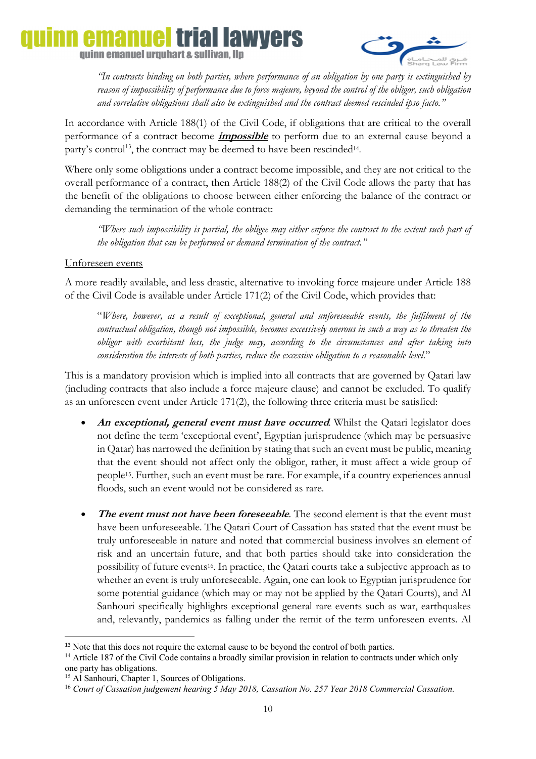*"In contracts binding on both parties, where performance of an obligation by one party is extinguished by reason of impossibility of performance due to force majeure, beyond the control of the obligor, such obligation and correlative obligations shall also be extinguished and the contract deemed rescinded ipso facto."*

In accordance with Article 188(1) of the Civil Code, if obligations that are critical to the overall performance of a contract become ***impossible*** to perform due to an external cause beyond a party's control[13], the contract may be deemed to have been rescinded[14].

Where only some obligations under a contract become impossible, and they are not critical to the overall performance of a contract, then Article 188(2) of the Civil Code allows the party that has the benefit of the obligations to choose between either enforcing the balance of the contract or demanding the termination of the whole contract:

*"Where such impossibility is partial, the obligee may either enforce the contract to the extent such part of the obligation that can be performed or demand termination of the contract."*

Unforeseen events

A more readily available, and less drastic, alternative to invoking force majeure under Article 188 of the Civil Code is available under Article 171(2) of the Civil Code, which provides that:

"*Where, however, as a result of exceptional, general and unforeseeable events, the fulfilment of the contractual obligation, though not impossible, becomes excessively onerous in such a way as to threaten the obligor with exorbitant loss, the judge may, according to the circumstances and after taking into consideration the interests of both parties, reduce the excessive obligation to a reasonable level.*"

This is a mandatory provision which is implied into all contracts that are governed by Qatari law (including contracts that also include a force majeure clause) and cannot be excluded. To qualify as an unforeseen event under Article 171(2), the following three criteria must be satisfied:

- ***An exceptional, general event must have occurred***. Whilst the Qatari legislator does not define the term 'exceptional event', Egyptian jurisprudence (which may be persuasive in Qatar) has narrowed the definition by stating that such an event must be public, meaning that the event should not affect only the obligor, rather, it must affect a wide group of people[15]. Further, such an event must be rare. For example, if a country experiences annual floods, such an event would not be considered as rare.

- ***The event must not have been foreseeable***. The second element is that the event must have been unforeseeable. The Qatari Court of Cassation has stated that the event must be truly unforeseeable in nature and noted that commercial business involves an element of risk and an uncertain future, and that both parties should take into consideration the possibility of future events[16]. In practice, the Qatari courts take a subjective approach as to whether an event is truly unforeseeable. Again, one can look to Egyptian jurisprudence for some potential guidance (which may or may not be applied by the Qatari Courts), and Al Sanhouri specifically highlights exceptional general rare events such as war, earthquakes and, relevantly, pandemics as falling under the remit of the term unforeseen events. Al

---

[13] Note that this does not require the external cause to be beyond the control of both parties.

[14] Article 187 of the Civil Code contains a broadly similar provision in relation to contracts under which only one party has obligations.

[15] Al Sanhouri, Chapter 1, Sources of Obligations.

[16] *Court of Cassation judgement hearing 5 May 2018, Cassation No. 257 Year 2018 Commercial Cassation.*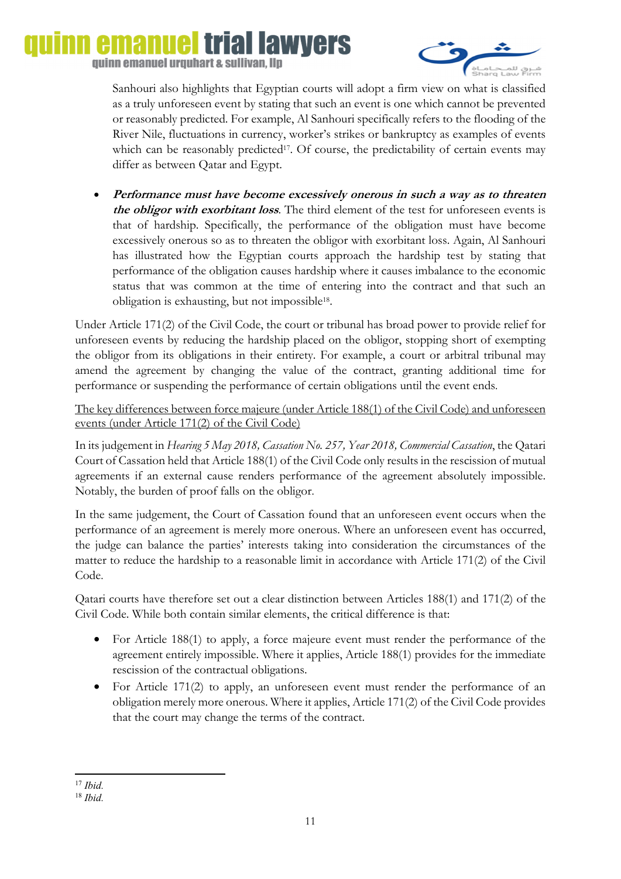Sanhouri also highlights that Egyptian courts will adopt a firm view on what is classified as a truly unforeseen event by stating that such an event is one which cannot be prevented or reasonably predicted. For example, Al Sanhouri specifically refers to the flooding of the River Nile, fluctuations in currency, worker's strikes or bankruptcy as examples of events which can be reasonably predicted[17]. Of course, the predictability of certain events may differ as between Qatar and Egypt.

- ***Performance must have become excessively onerous in such a way as to threaten the obligor with exorbitant loss.*** The third element of the test for unforeseen events is that of hardship. Specifically, the performance of the obligation must have become excessively onerous so as to threaten the obligor with exorbitant loss. Again, Al Sanhouri has illustrated how the Egyptian courts approach the hardship test by stating that performance of the obligation causes hardship where it causes imbalance to the economic status that was common at the time of entering into the contract and that such an obligation is exhausting, but not impossible[18].

Under Article 171(2) of the Civil Code, the court or tribunal has broad power to provide relief for unforeseen events by reducing the hardship placed on the obligor, stopping short of exempting the obligor from its obligations in their entirety. For example, a court or arbitral tribunal may amend the agreement by changing the value of the contract, granting additional time for performance or suspending the performance of certain obligations until the event ends.

<u>The key differences between force majeure (under Article 188(1) of the Civil Code) and unforeseen events (under Article 171(2) of the Civil Code)</u>

In its judgement in *Hearing 5 May 2018, Cassation No. 257, Year 2018, Commercial Cassation*, the Qatari Court of Cassation held that Article 188(1) of the Civil Code only results in the rescission of mutual agreements if an external cause renders performance of the agreement absolutely impossible. Notably, the burden of proof falls on the obligor.

In the same judgement, the Court of Cassation found that an unforeseen event occurs when the performance of an agreement is merely more onerous. Where an unforeseen event has occurred, the judge can balance the parties' interests taking into consideration the circumstances of the matter to reduce the hardship to a reasonable limit in accordance with Article 171(2) of the Civil Code.

Qatari courts have therefore set out a clear distinction between Articles 188(1) and 171(2) of the Civil Code. While both contain similar elements, the critical difference is that:

- For Article 188(1) to apply, a force majeure event must render the performance of the agreement entirely impossible. Where it applies, Article 188(1) provides for the immediate rescission of the contractual obligations.
- For Article 171(2) to apply, an unforeseen event must render the performance of an obligation merely more onerous. Where it applies, Article 171(2) of the Civil Code provides that the court may change the terms of the contract.

---

[17] *Ibid.*

[18] *Ibid.*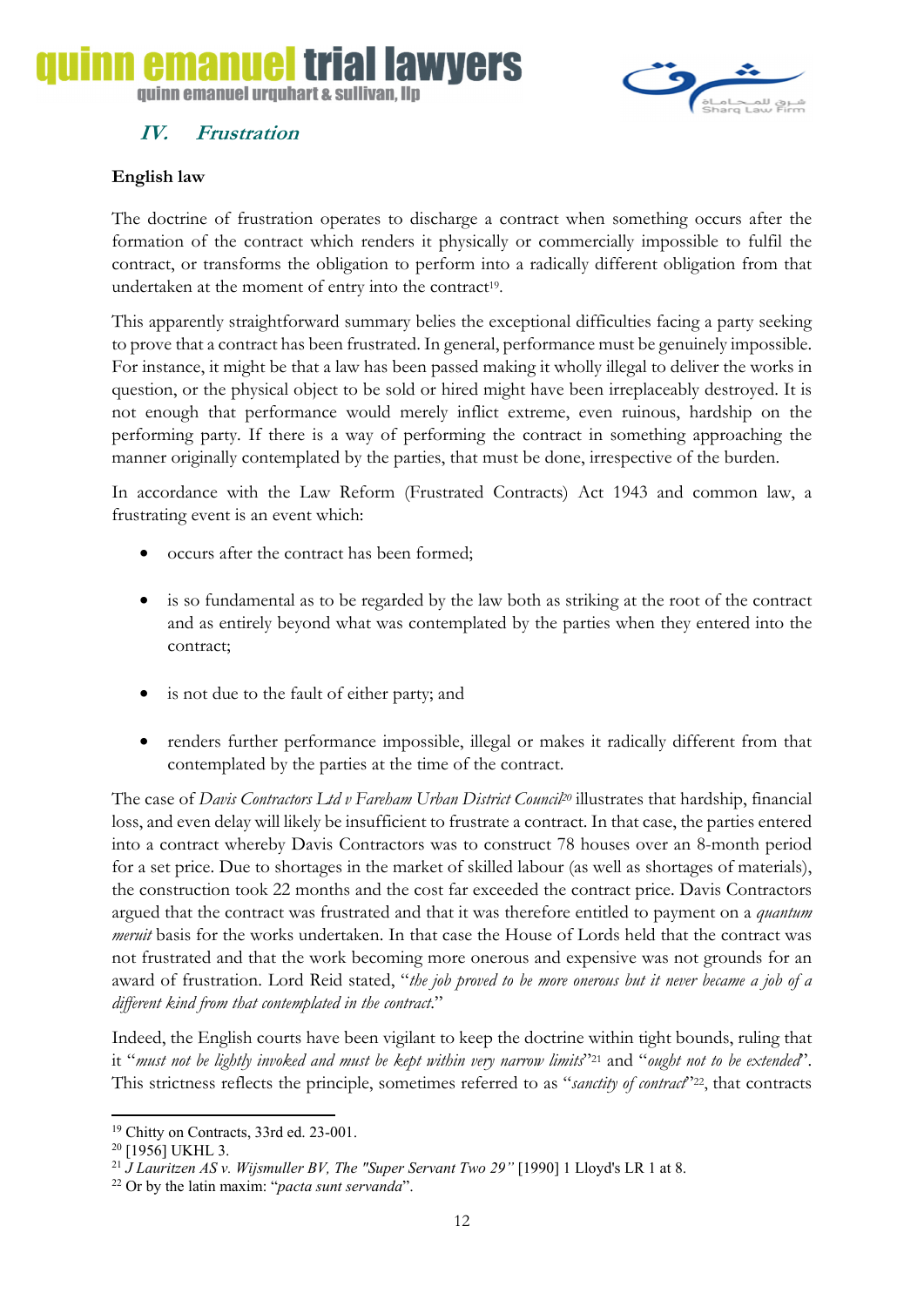## IV. *Frustration*

**English law**

The doctrine of frustration operates to discharge a contract when something occurs after the formation of the contract which renders it physically or commercially impossible to fulfil the contract, or transforms the obligation to perform into a radically different obligation from that undertaken at the moment of entry into the contract[19].

This apparently straightforward summary belies the exceptional difficulties facing a party seeking to prove that a contract has been frustrated. In general, performance must be genuinely impossible. For instance, it might be that a law has been passed making it wholly illegal to deliver the works in question, or the physical object to be sold or hired might have been irreplaceably destroyed. It is not enough that performance would merely inflict extreme, even ruinous, hardship on the performing party. If there is a way of performing the contract in something approaching the manner originally contemplated by the parties, that must be done, irrespective of the burden.

In accordance with the Law Reform (Frustrated Contracts) Act 1943 and common law, a frustrating event is an event which:

- occurs after the contract has been formed;
- is so fundamental as to be regarded by the law both as striking at the root of the contract and as entirely beyond what was contemplated by the parties when they entered into the contract;
- is not due to the fault of either party; and
- renders further performance impossible, illegal or makes it radically different from that contemplated by the parties at the time of the contract.

The case of *Davis Contractors Ltd v Fareham Urban District Council*[20] illustrates that hardship, financial loss, and even delay will likely be insufficient to frustrate a contract. In that case, the parties entered into a contract whereby Davis Contractors was to construct 78 houses over an 8-month period for a set price. Due to shortages in the market of skilled labour (as well as shortages of materials), the construction took 22 months and the cost far exceeded the contract price. Davis Contractors argued that the contract was frustrated and that it was therefore entitled to payment on a *quantum meruit* basis for the works undertaken. In that case the House of Lords held that the contract was not frustrated and that the work becoming more onerous and expensive was not grounds for an award of frustration. Lord Reid stated, "*the job proved to be more onerous but it never became a job of a different kind from that contemplated in the contract.*"

Indeed, the English courts have been vigilant to keep the doctrine within tight bounds, ruling that it "*must not be lightly invoked and must be kept within very narrow limits*"[21] and "*ought not to be extended*". This strictness reflects the principle, sometimes referred to as "*sanctity of contract*"[22], that contracts

---

[19] Chitty on Contracts, 33rd ed. 23-001.

[20] [1956] UKHL 3.

[21] *J Lauritzen AS v. Wijsmuller BV, The "Super Servant Two 29"* [1990] 1 Lloyd's LR 1 at 8.

[22] Or by the latin maxim: "*pacta sunt servanda*".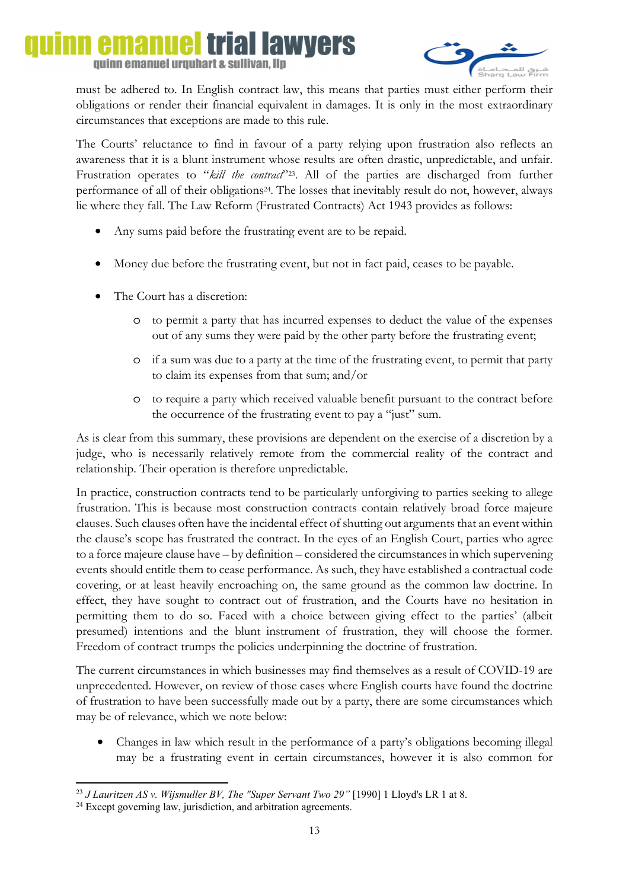must be adhered to. In English contract law, this means that parties must either perform their obligations or render their financial equivalent in damages. It is only in the most extraordinary circumstances that exceptions are made to this rule.

The Courts' reluctance to find in favour of a party relying upon frustration also reflects an awareness that it is a blunt instrument whose results are often drastic, unpredictable, and unfair. Frustration operates to "*kill the contract*"[23]. All of the parties are discharged from further performance of all of their obligations[24]. The losses that inevitably result do not, however, always lie where they fall. The Law Reform (Frustrated Contracts) Act 1943 provides as follows:

- Any sums paid before the frustrating event are to be repaid.
- Money due before the frustrating event, but not in fact paid, ceases to be payable.
- The Court has a discretion:
  - to permit a party that has incurred expenses to deduct the value of the expenses out of any sums they were paid by the other party before the frustrating event;
  - if a sum was due to a party at the time of the frustrating event, to permit that party to claim its expenses from that sum; and/or
  - to require a party which received valuable benefit pursuant to the contract before the occurrence of the frustrating event to pay a "just" sum.

As is clear from this summary, these provisions are dependent on the exercise of a discretion by a judge, who is necessarily relatively remote from the commercial reality of the contract and relationship. Their operation is therefore unpredictable.

In practice, construction contracts tend to be particularly unforgiving to parties seeking to allege frustration. This is because most construction contracts contain relatively broad force majeure clauses. Such clauses often have the incidental effect of shutting out arguments that an event within the clause's scope has frustrated the contract. In the eyes of an English Court, parties who agree to a force majeure clause have – by definition – considered the circumstances in which supervening events should entitle them to cease performance. As such, they have established a contractual code covering, or at least heavily encroaching on, the same ground as the common law doctrine. In effect, they have sought to contract out of frustration, and the Courts have no hesitation in permitting them to do so. Faced with a choice between giving effect to the parties' (albeit presumed) intentions and the blunt instrument of frustration, they will choose the former. Freedom of contract trumps the policies underpinning the doctrine of frustration.

The current circumstances in which businesses may find themselves as a result of COVID-19 are unprecedented. However, on review of those cases where English courts have found the doctrine of frustration to have been successfully made out by a party, there are some circumstances which may be of relevance, which we note below:

- Changes in law which result in the performance of a party's obligations becoming illegal may be a frustrating event in certain circumstances, however it is also common for

---

[23] *J Lauritzen AS v. Wijsmuller BV, The "Super Servant Two 29"* [1990] 1 Lloyd's LR 1 at 8.

[24] Except governing law, jurisdiction, and arbitration agreements.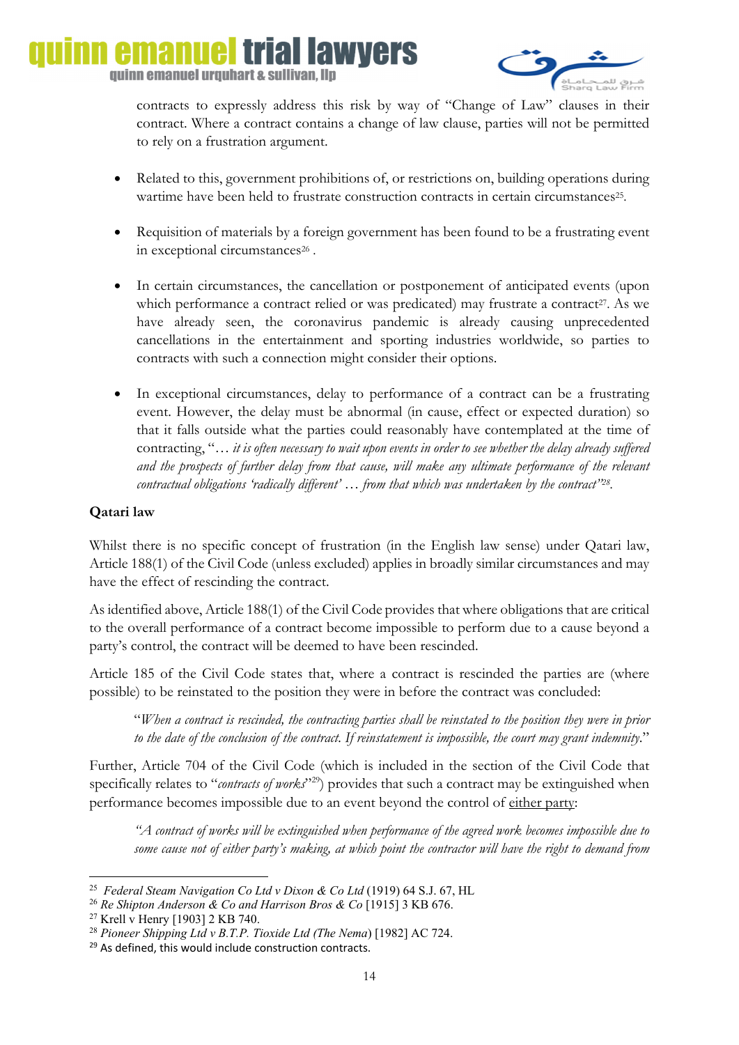contracts to expressly address this risk by way of "Change of Law" clauses in their contract. Where a contract contains a change of law clause, parties will not be permitted to rely on a frustration argument.

- Related to this, government prohibitions of, or restrictions on, building operations during wartime have been held to frustrate construction contracts in certain circumstances[25].

- Requisition of materials by a foreign government has been found to be a frustrating event in exceptional circumstances[26] .

- In certain circumstances, the cancellation or postponement of anticipated events (upon which performance a contract relied or was predicated) may frustrate a contract[27]. As we have already seen, the coronavirus pandemic is already causing unprecedented cancellations in the entertainment and sporting industries worldwide, so parties to contracts with such a connection might consider their options.

- In exceptional circumstances, delay to performance of a contract can be a frustrating event. However, the delay must be abnormal (in cause, effect or expected duration) so that it falls outside what the parties could reasonably have contemplated at the time of contracting, "*… it is often necessary to wait upon events in order to see whether the delay already suffered and the prospects of further delay from that cause, will make any ultimate performance of the relevant contractual obligations 'radically different' … from that which was undertaken by the contract*"[28].

**Qatari law**

Whilst there is no specific concept of frustration (in the English law sense) under Qatari law, Article 188(1) of the Civil Code (unless excluded) applies in broadly similar circumstances and may have the effect of rescinding the contract.

As identified above, Article 188(1) of the Civil Code provides that where obligations that are critical to the overall performance of a contract become impossible to perform due to a cause beyond a party's control, the contract will be deemed to have been rescinded.

Article 185 of the Civil Code states that, where a contract is rescinded the parties are (where possible) to be reinstated to the position they were in before the contract was concluded:

> "*When a contract is rescinded, the contracting parties shall be reinstated to the position they were in prior to the date of the conclusion of the contract. If reinstatement is impossible, the court may grant indemnity.*"

Further, Article 704 of the Civil Code (which is included in the section of the Civil Code that specifically relates to "*contracts of works*"[29]) provides that such a contract may be extinguished when performance becomes impossible due to an event beyond the control of either party:

> *"A contract of works will be extinguished when performance of the agreed work becomes impossible due to some cause not of either party's making, at which point the contractor will have the right to demand from*

---

[25] *Federal Steam Navigation Co Ltd v Dixon & Co Ltd* (1919) 64 S.J. 67, HL

[26] *Re Shipton Anderson & Co and Harrison Bros & Co* [1915] 3 KB 676.

[27] Krell v Henry [1903] 2 KB 740.

[28] *Pioneer Shipping Ltd v B.T.P. Tioxide Ltd (The Nema)* [1982] AC 724.

[29] As defined, this would include construction contracts.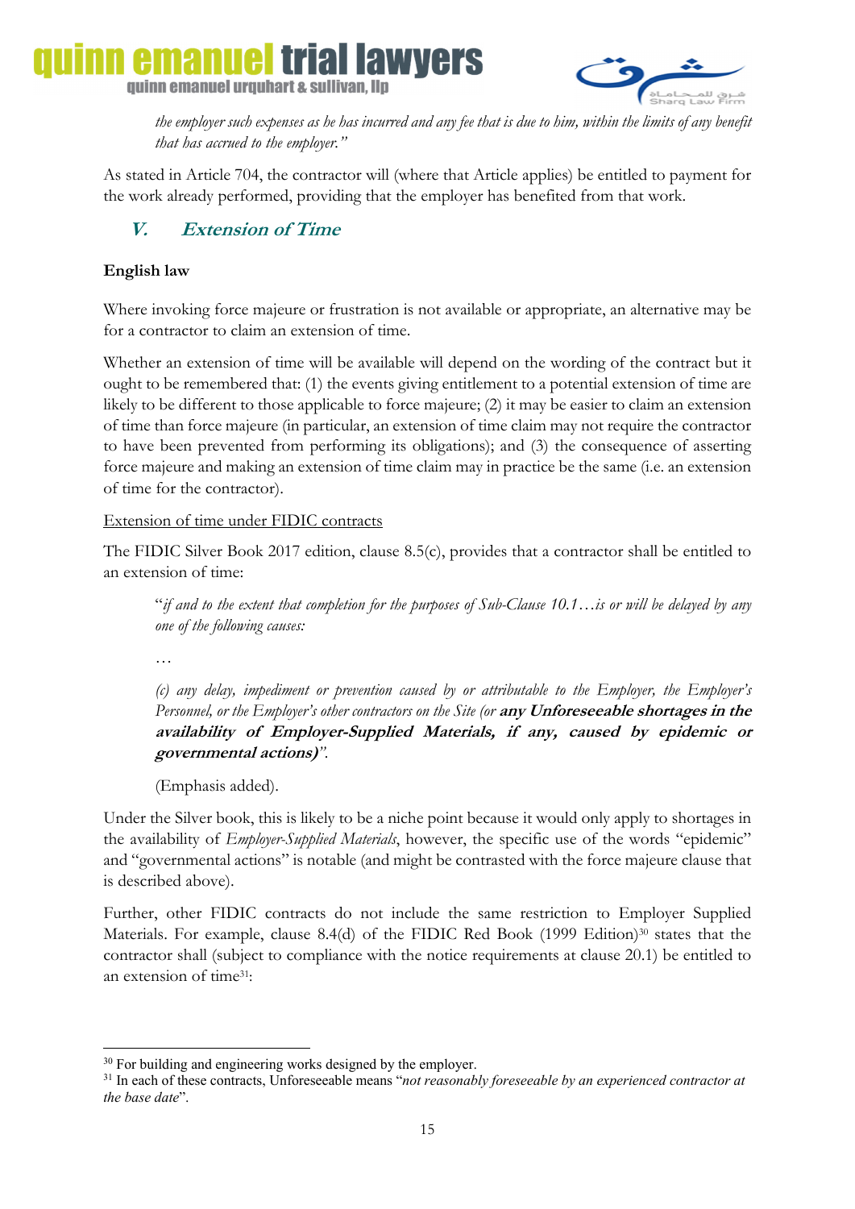*the employer such expenses as he has incurred and any fee that is due to him, within the limits of any benefit that has accrued to the employer."*

As stated in Article 704, the contractor will (where that Article applies) be entitled to payment for the work already performed, providing that the employer has benefited from that work.

## V. *Extension of Time*

**English law**

Where invoking force majeure or frustration is not available or appropriate, an alternative may be for a contractor to claim an extension of time.

Whether an extension of time will be available will depend on the wording of the contract but it ought to be remembered that: (1) the events giving entitlement to a potential extension of time are likely to be different to those applicable to force majeure; (2) it may be easier to claim an extension of time than force majeure (in particular, an extension of time claim may not require the contractor to have been prevented from performing its obligations); and (3) the consequence of asserting force majeure and making an extension of time claim may in practice be the same (i.e. an extension of time for the contractor).

<u>Extension of time under FIDIC contracts</u>

The FIDIC Silver Book 2017 edition, clause 8.5(c), provides that a contractor shall be entitled to an extension of time:

> "*if and to the extent that completion for the purposes of Sub-Clause 10.1…is or will be delayed by any one of the following causes:*
>
> …
>
> *(c) any delay, impediment or prevention caused by or attributable to the Employer, the Employer's Personnel, or the Employer's other contractors on the Site (or **any Unforeseeable shortages in the availability of Employer-Supplied Materials, if any, caused by epidemic or governmental actions)**".*
>
> (Emphasis added).

Under the Silver book, this is likely to be a niche point because it would only apply to shortages in the availability of *Employer-Supplied Materials*, however, the specific use of the words "epidemic" and "governmental actions" is notable (and might be contrasted with the force majeure clause that is described above).

Further, other FIDIC contracts do not include the same restriction to Employer Supplied Materials. For example, clause 8.4(d) of the FIDIC Red Book (1999 Edition)[30] states that the contractor shall (subject to compliance with the notice requirements at clause 20.1) be entitled to an extension of time[31]:

---

[30] For building and engineering works designed by the employer.

[31] In each of these contracts, Unforeseeable means "*not reasonably foreseeable by an experienced contractor at the base date*".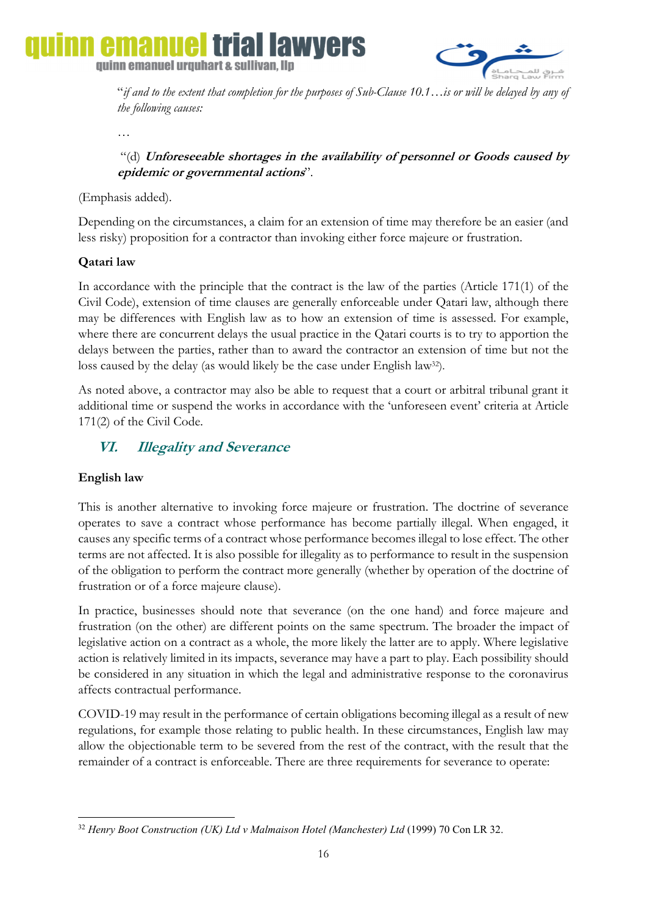*"if and to the extent that completion for the purposes of Sub-Clause 10.1…is or will be delayed by any of the following causes:*

…

"(d) ***Unforeseeable shortages in the availability of personnel or Goods caused by epidemic or governmental actions***".

(Emphasis added).

Depending on the circumstances, a claim for an extension of time may therefore be an easier (and less risky) proposition for a contractor than invoking either force majeure or frustration.

**Qatari law**

In accordance with the principle that the contract is the law of the parties (Article 171(1) of the Civil Code), extension of time clauses are generally enforceable under Qatari law, although there may be differences with English law as to how an extension of time is assessed. For example, where there are concurrent delays the usual practice in the Qatari courts is to try to apportion the delays between the parties, rather than to award the contractor an extension of time but not the loss caused by the delay (as would likely be the case under English law[32]).

As noted above, a contractor may also be able to request that a court or arbitral tribunal grant it additional time or suspend the works in accordance with the 'unforeseen event' criteria at Article 171(2) of the Civil Code.

## VI. Illegality and Severance

**English law**

This is another alternative to invoking force majeure or frustration. The doctrine of severance operates to save a contract whose performance has become partially illegal. When engaged, it causes any specific terms of a contract whose performance becomes illegal to lose effect. The other terms are not affected. It is also possible for illegality as to performance to result in the suspension of the obligation to perform the contract more generally (whether by operation of the doctrine of frustration or of a force majeure clause).

In practice, businesses should note that severance (on the one hand) and force majeure and frustration (on the other) are different points on the same spectrum. The broader the impact of legislative action on a contract as a whole, the more likely the latter are to apply. Where legislative action is relatively limited in its impacts, severance may have a part to play. Each possibility should be considered in any situation in which the legal and administrative response to the coronavirus affects contractual performance.

COVID-19 may result in the performance of certain obligations becoming illegal as a result of new regulations, for example those relating to public health. In these circumstances, English law may allow the objectionable term to be severed from the rest of the contract, with the result that the remainder of a contract is enforceable. There are three requirements for severance to operate:

---

[32] *Henry Boot Construction (UK) Ltd v Malmaison Hotel (Manchester) Ltd* (1999) 70 Con LR 32.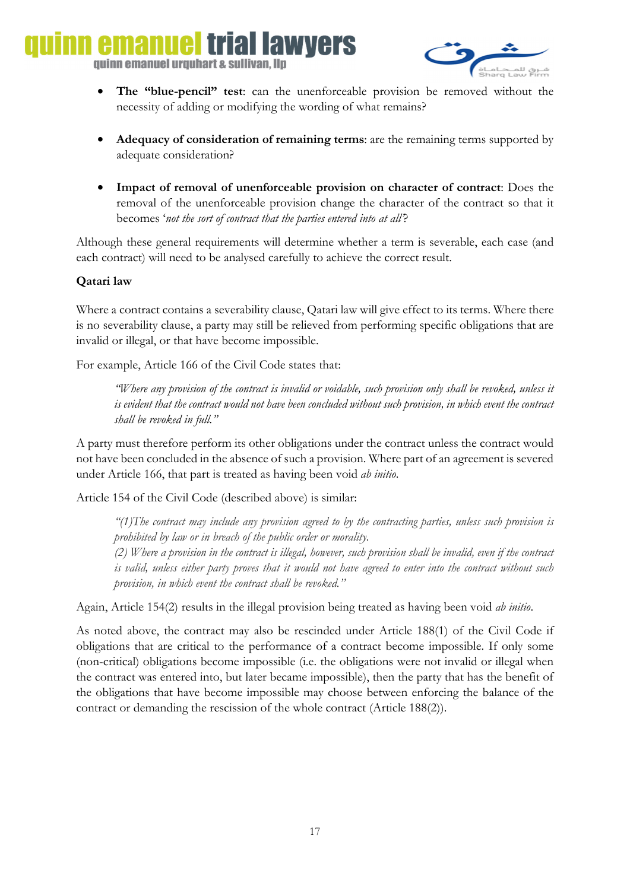- **The "blue-pencil" test**: can the unenforceable provision be removed without the necessity of adding or modifying the wording of what remains?

- **Adequacy of consideration of remaining terms**: are the remaining terms supported by adequate consideration?

- **Impact of removal of unenforceable provision on character of contract**: Does the removal of the unenforceable provision change the character of the contract so that it becomes '*not the sort of contract that the parties entered into at all*'?

Although these general requirements will determine whether a term is severable, each case (and each contract) will need to be analysed carefully to achieve the correct result.

**Qatari law**

Where a contract contains a severability clause, Qatari law will give effect to its terms. Where there is no severability clause, a party may still be relieved from performing specific obligations that are invalid or illegal, or that have become impossible.

For example, Article 166 of the Civil Code states that:

> *"Where any provision of the contract is invalid or voidable, such provision only shall be revoked, unless it is evident that the contract would not have been concluded without such provision, in which event the contract shall be revoked in full."*

A party must therefore perform its other obligations under the contract unless the contract would not have been concluded in the absence of such a provision. Where part of an agreement is severed under Article 166, that part is treated as having been void *ab initio*.

Article 154 of the Civil Code (described above) is similar:

> *"(1)The contract may include any provision agreed to by the contracting parties, unless such provision is prohibited by law or in breach of the public order or morality.*
> *(2) Where a provision in the contract is illegal, however, such provision shall be invalid, even if the contract is valid, unless either party proves that it would not have agreed to enter into the contract without such provision, in which event the contract shall be revoked."*

Again, Article 154(2) results in the illegal provision being treated as having been void *ab initio*.

As noted above, the contract may also be rescinded under Article 188(1) of the Civil Code if obligations that are critical to the performance of a contract become impossible. If only some (non-critical) obligations become impossible (i.e. the obligations were not invalid or illegal when the contract was entered into, but later became impossible), then the party that has the benefit of the obligations that have become impossible may choose between enforcing the balance of the contract or demanding the rescission of the whole contract (Article 188(2)).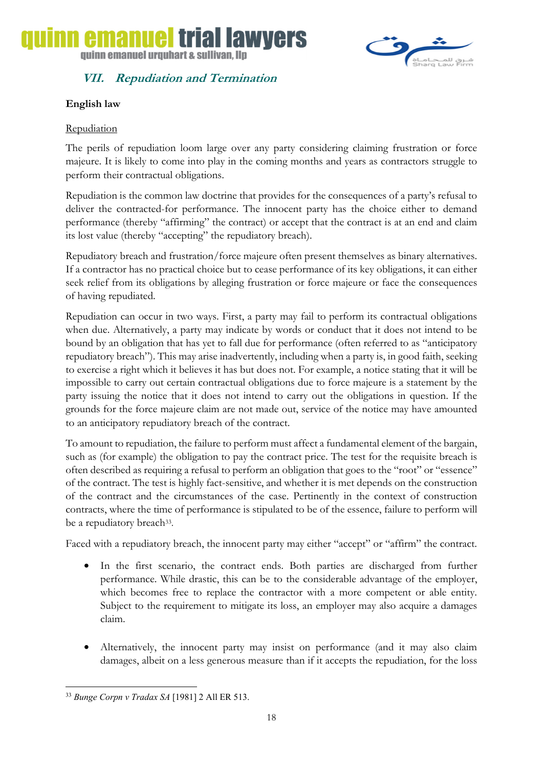## VII. *Repudiation and Termination*

**English law**

Repudiation

The perils of repudiation loom large over any party considering claiming frustration or force majeure. It is likely to come into play in the coming months and years as contractors struggle to perform their contractual obligations.

Repudiation is the common law doctrine that provides for the consequences of a party's refusal to deliver the contracted-for performance. The innocent party has the choice either to demand performance (thereby "affirming" the contract) or accept that the contract is at an end and claim its lost value (thereby "accepting" the repudiatory breach).

Repudiatory breach and frustration/force majeure often present themselves as binary alternatives. If a contractor has no practical choice but to cease performance of its key obligations, it can either seek relief from its obligations by alleging frustration or force majeure or face the consequences of having repudiated.

Repudiation can occur in two ways. First, a party may fail to perform its contractual obligations when due. Alternatively, a party may indicate by words or conduct that it does not intend to be bound by an obligation that has yet to fall due for performance (often referred to as "anticipatory repudiatory breach"). This may arise inadvertently, including when a party is, in good faith, seeking to exercise a right which it believes it has but does not. For example, a notice stating that it will be impossible to carry out certain contractual obligations due to force majeure is a statement by the party issuing the notice that it does not intend to carry out the obligations in question. If the grounds for the force majeure claim are not made out, service of the notice may have amounted to an anticipatory repudiatory breach of the contract.

To amount to repudiation, the failure to perform must affect a fundamental element of the bargain, such as (for example) the obligation to pay the contract price. The test for the requisite breach is often described as requiring a refusal to perform an obligation that goes to the "root" or "essence" of the contract. The test is highly fact-sensitive, and whether it is met depends on the construction of the contract and the circumstances of the case. Pertinently in the context of construction contracts, where the time of performance is stipulated to be of the essence, failure to perform will be a repudiatory breach[33].

Faced with a repudiatory breach, the innocent party may either "accept" or "affirm" the contract.

- In the first scenario, the contract ends. Both parties are discharged from further performance. While drastic, this can be to the considerable advantage of the employer, which becomes free to replace the contractor with a more competent or able entity. Subject to the requirement to mitigate its loss, an employer may also acquire a damages claim.

- Alternatively, the innocent party may insist on performance (and it may also claim damages, albeit on a less generous measure than if it accepts the repudiation, for the loss

[33] *Bunge Corpn v Tradax SA* [1981] 2 All ER 513.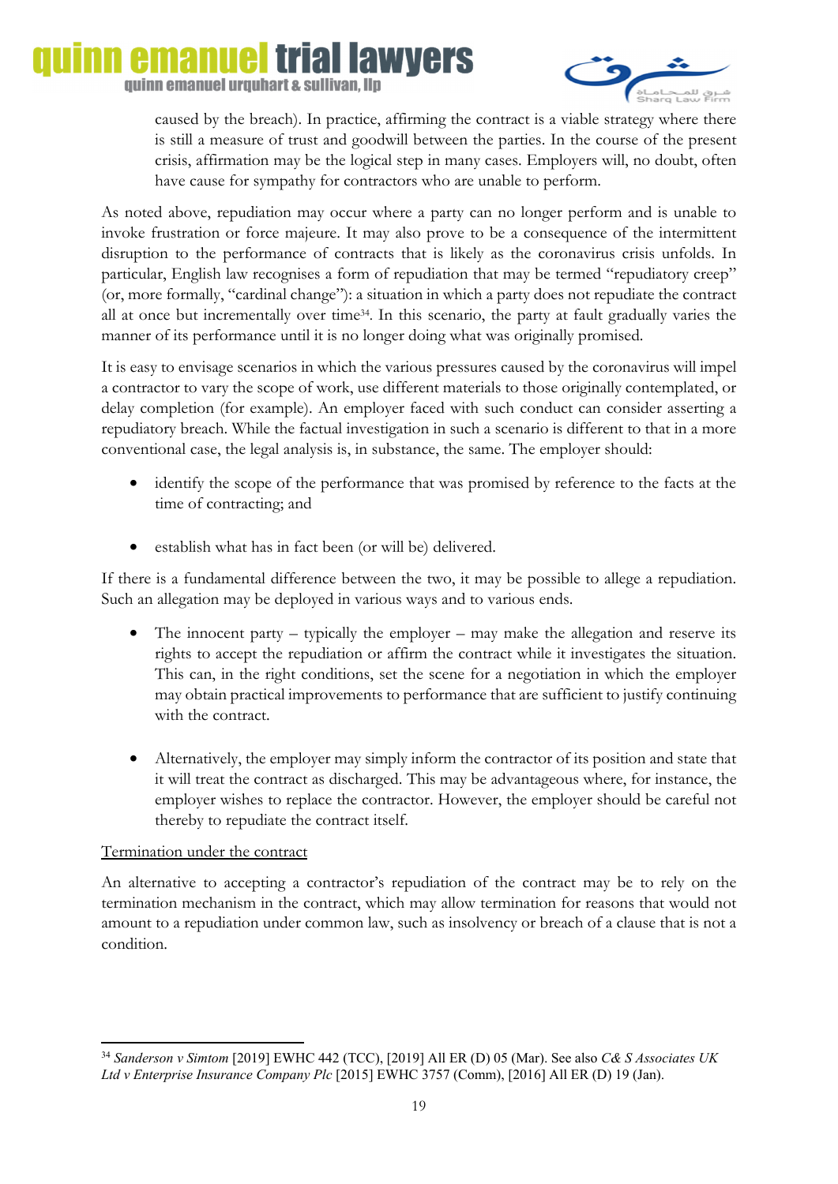caused by the breach). In practice, affirming the contract is a viable strategy where there is still a measure of trust and goodwill between the parties. In the course of the present crisis, affirmation may be the logical step in many cases. Employers will, no doubt, often have cause for sympathy for contractors who are unable to perform.

As noted above, repudiation may occur where a party can no longer perform and is unable to invoke frustration or force majeure. It may also prove to be a consequence of the intermittent disruption to the performance of contracts that is likely as the coronavirus crisis unfolds. In particular, English law recognises a form of repudiation that may be termed "repudiatory creep" (or, more formally, "cardinal change"): a situation in which a party does not repudiate the contract all at once but incrementally over time[34]. In this scenario, the party at fault gradually varies the manner of its performance until it is no longer doing what was originally promised.

It is easy to envisage scenarios in which the various pressures caused by the coronavirus will impel a contractor to vary the scope of work, use different materials to those originally contemplated, or delay completion (for example). An employer faced with such conduct can consider asserting a repudiatory breach. While the factual investigation in such a scenario is different to that in a more conventional case, the legal analysis is, in substance, the same. The employer should:

- identify the scope of the performance that was promised by reference to the facts at the time of contracting; and
- establish what has in fact been (or will be) delivered.

If there is a fundamental difference between the two, it may be possible to allege a repudiation. Such an allegation may be deployed in various ways and to various ends.

- The innocent party – typically the employer – may make the allegation and reserve its rights to accept the repudiation or affirm the contract while it investigates the situation. This can, in the right conditions, set the scene for a negotiation in which the employer may obtain practical improvements to performance that are sufficient to justify continuing with the contract.
- Alternatively, the employer may simply inform the contractor of its position and state that it will treat the contract as discharged. This may be advantageous where, for instance, the employer wishes to replace the contractor. However, the employer should be careful not thereby to repudiate the contract itself.

<u>Termination under the contract</u>

An alternative to accepting a contractor's repudiation of the contract may be to rely on the termination mechanism in the contract, which may allow termination for reasons that would not amount to a repudiation under common law, such as insolvency or breach of a clause that is not a condition.

---

[34] *Sanderson v Simtom* [2019] EWHC 442 (TCC), [2019] All ER (D) 05 (Mar). See also *C& S Associates UK Ltd v Enterprise Insurance Company Plc* [2015] EWHC 3757 (Comm), [2016] All ER (D) 19 (Jan).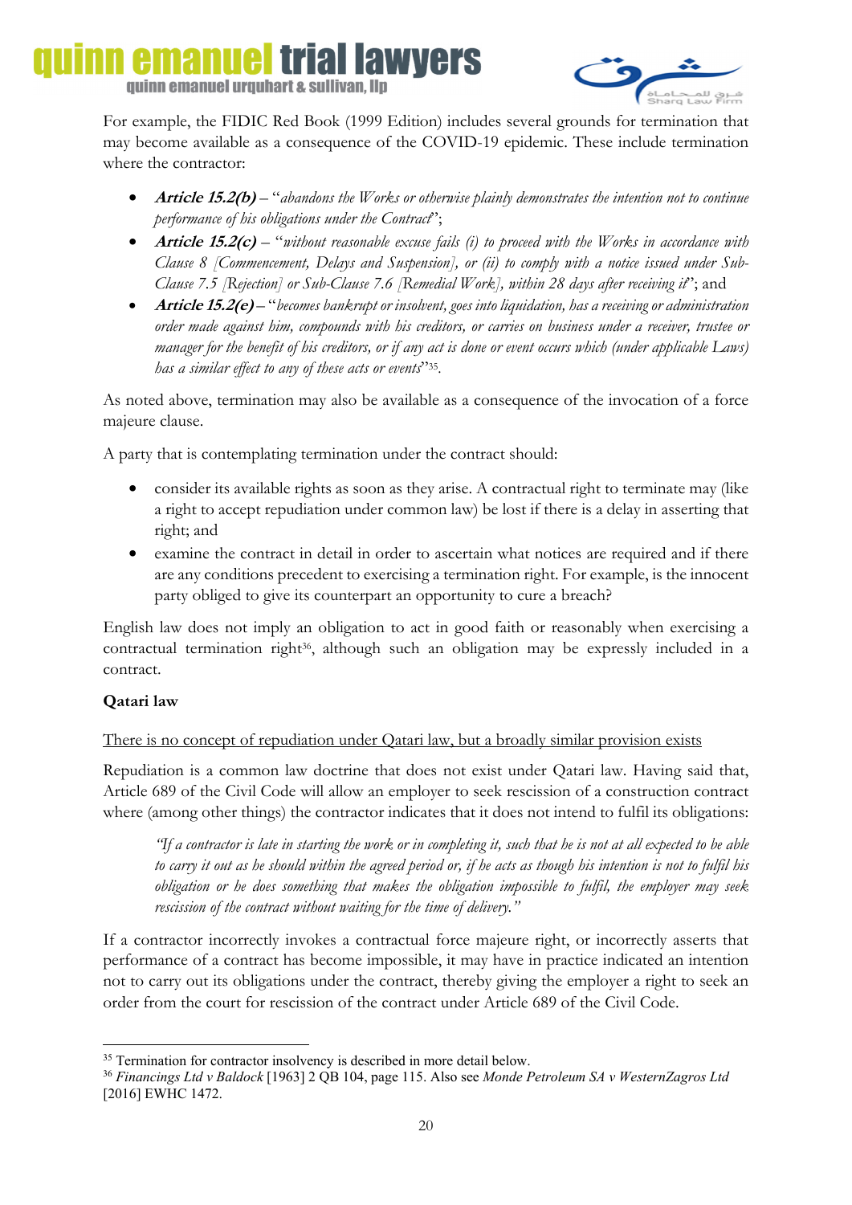For example, the FIDIC Red Book (1999 Edition) includes several grounds for termination that may become available as a consequence of the COVID-19 epidemic. These include termination where the contractor:

- ***Article 15.2(b)*** – "*abandons the Works or otherwise plainly demonstrates the intention not to continue performance of his obligations under the Contract*";
- ***Article 15.2(c)*** – "*without reasonable excuse fails (i) to proceed with the Works in accordance with Clause 8 [Commencement, Delays and Suspension], or (ii) to comply with a notice issued under Sub-Clause 7.5 [Rejection] or Sub-Clause 7.6 [Remedial Work], within 28 days after receiving it*"; and
- ***Article 15.2(e)*** – "*becomes bankrupt or insolvent, goes into liquidation, has a receiving or administration order made against him, compounds with his creditors, or carries on business under a receiver, trustee or manager for the benefit of his creditors, or if any act is done or event occurs which (under applicable Laws) has a similar effect to any of these acts or events*"[35].

As noted above, termination may also be available as a consequence of the invocation of a force majeure clause.

A party that is contemplating termination under the contract should:

- consider its available rights as soon as they arise. A contractual right to terminate may (like a right to accept repudiation under common law) be lost if there is a delay in asserting that right; and
- examine the contract in detail in order to ascertain what notices are required and if there are any conditions precedent to exercising a termination right. For example, is the innocent party obliged to give its counterpart an opportunity to cure a breach?

English law does not imply an obligation to act in good faith or reasonably when exercising a contractual termination right[36], although such an obligation may be expressly included in a contract.

**Qatari law**

<u>There is no concept of repudiation under Qatari law, but a broadly similar provision exists</u>

Repudiation is a common law doctrine that does not exist under Qatari law. Having said that, Article 689 of the Civil Code will allow an employer to seek rescission of a construction contract where (among other things) the contractor indicates that it does not intend to fulfil its obligations:

> *"If a contractor is late in starting the work or in completing it, such that he is not at all expected to be able to carry it out as he should within the agreed period or, if he acts as though his intention is not to fulfil his obligation or he does something that makes the obligation impossible to fulfil, the employer may seek rescission of the contract without waiting for the time of delivery."*

If a contractor incorrectly invokes a contractual force majeure right, or incorrectly asserts that performance of a contract has become impossible, it may have in practice indicated an intention not to carry out its obligations under the contract, thereby giving the employer a right to seek an order from the court for rescission of the contract under Article 689 of the Civil Code.

---

[35] Termination for contractor insolvency is described in more detail below.

[36] *Financings Ltd v Baldock* [1963] 2 QB 104, page 115. Also see *Monde Petroleum SA v WesternZagros Ltd* [2016] EWHC 1472.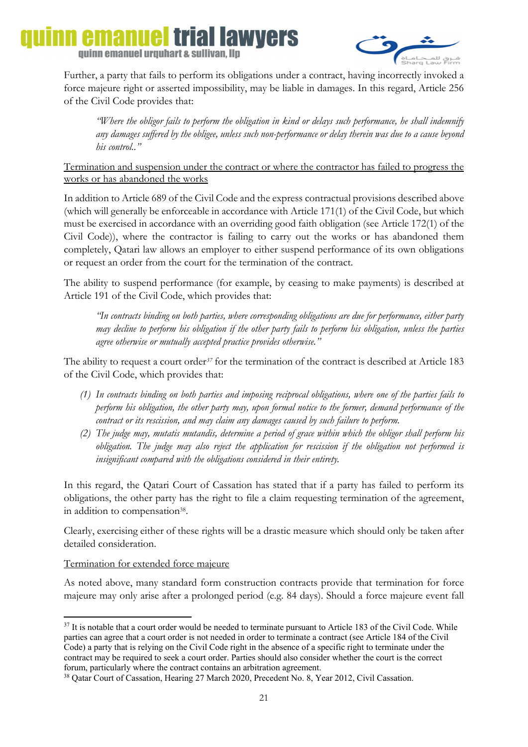Further, a party that fails to perform its obligations under a contract, having incorrectly invoked a force majeure right or asserted impossibility, may be liable in damages. In this regard, Article 256 of the Civil Code provides that:

> *"Where the obligor fails to perform the obligation in kind or delays such performance, he shall indemnify any damages suffered by the obligee, unless such non-performance or delay therein was due to a cause beyond his control.."*

<u>Termination and suspension under the contract or where the contractor has failed to progress the works or has abandoned the works</u>

In addition to Article 689 of the Civil Code and the express contractual provisions described above (which will generally be enforceable in accordance with Article 171(1) of the Civil Code, but which must be exercised in accordance with an overriding good faith obligation (see Article 172(1) of the Civil Code)), where the contractor is failing to carry out the works or has abandoned them completely, Qatari law allows an employer to either suspend performance of its own obligations or request an order from the court for the termination of the contract.

The ability to suspend performance (for example, by ceasing to make payments) is described at Article 191 of the Civil Code, which provides that:

> *"In contracts binding on both parties, where corresponding obligations are due for performance, either party may decline to perform his obligation if the other party fails to perform his obligation, unless the parties agree otherwise or mutually accepted practice provides otherwise."*

The ability to request a court order[37] for the termination of the contract is described at Article 183 of the Civil Code, which provides that:

> (1) *In contracts binding on both parties and imposing reciprocal obligations, where one of the parties fails to perform his obligation, the other party may, upon formal notice to the former, demand performance of the contract or its rescission, and may claim any damages caused by such failure to perform.*
>
> (2) *The judge may, mutatis mutandis, determine a period of grace within which the obligor shall perform his obligation. The judge may also reject the application for rescission if the obligation not performed is insignificant compared with the obligations considered in their entirety.*

In this regard, the Qatari Court of Cassation has stated that if a party has failed to perform its obligations, the other party has the right to file a claim requesting termination of the agreement, in addition to compensation[38].

Clearly, exercising either of these rights will be a drastic measure which should only be taken after detailed consideration.

<u>Termination for extended force majeure</u>

As noted above, many standard form construction contracts provide that termination for force majeure may only arise after a prolonged period (e.g. 84 days). Should a force majeure event fall

---

[37] It is notable that a court order would be needed to terminate pursuant to Article 183 of the Civil Code. While parties can agree that a court order is not needed in order to terminate a contract (see Article 184 of the Civil Code) a party that is relying on the Civil Code right in the absence of a specific right to terminate under the contract may be required to seek a court order. Parties should also consider whether the court is the correct forum, particularly where the contract contains an arbitration agreement.

[38] Qatar Court of Cassation, Hearing 27 March 2020, Precedent No. 8, Year 2012, Civil Cassation.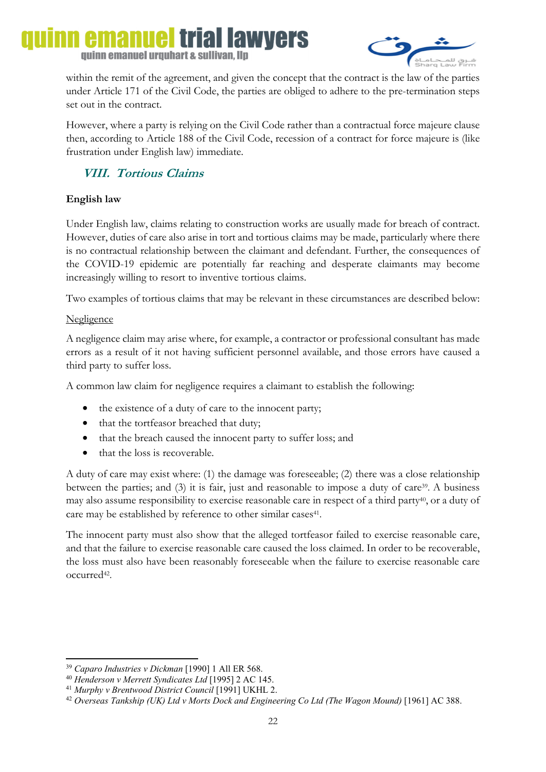within the remit of the agreement, and given the concept that the contract is the law of the parties under Article 171 of the Civil Code, the parties are obliged to adhere to the pre-termination steps set out in the contract.

However, where a party is relying on the Civil Code rather than a contractual force majeure clause then, according to Article 188 of the Civil Code, recession of a contract for force majeure is (like frustration under English law) immediate.

## *VIII. Tortious Claims*

**English law**

Under English law, claims relating to construction works are usually made for breach of contract. However, duties of care also arise in tort and tortious claims may be made, particularly where there is no contractual relationship between the claimant and defendant. Further, the consequences of the COVID-19 epidemic are potentially far reaching and desperate claimants may become increasingly willing to resort to inventive tortious claims.

Two examples of tortious claims that may be relevant in these circumstances are described below:

<u>Negligence</u>

A negligence claim may arise where, for example, a contractor or professional consultant has made errors as a result of it not having sufficient personnel available, and those errors have caused a third party to suffer loss.

A common law claim for negligence requires a claimant to establish the following:

- the existence of a duty of care to the innocent party;
- that the tortfeasor breached that duty;
- that the breach caused the innocent party to suffer loss; and
- that the loss is recoverable.

A duty of care may exist where: (1) the damage was foreseeable; (2) there was a close relationship between the parties; and (3) it is fair, just and reasonable to impose a duty of care[39]. A business may also assume responsibility to exercise reasonable care in respect of a third party[40], or a duty of care may be established by reference to other similar cases[41].

The innocent party must also show that the alleged tortfeasor failed to exercise reasonable care, and that the failure to exercise reasonable care caused the loss claimed. In order to be recoverable, the loss must also have been reasonably foreseeable when the failure to exercise reasonable care occurred[42].

---

[39] *Caparo Industries v Dickman* [1990] 1 All ER 568.
[40] *Henderson v Merrett Syndicates Ltd* [1995] 2 AC 145.
[41] *Murphy v Brentwood District Council* [1991] UKHL 2.
[42] *Overseas Tankship (UK) Ltd v Morts Dock and Engineering Co Ltd (The Wagon Mound)* [1961] AC 388.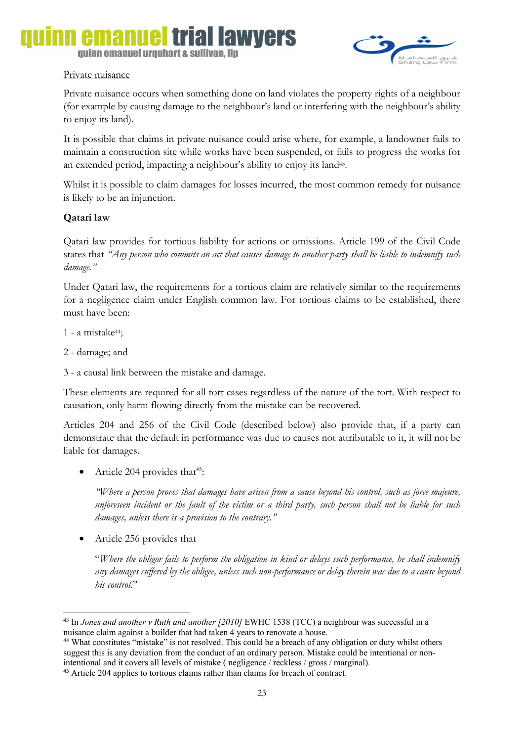Private nuisance

Private nuisance occurs when something done on land violates the property rights of a neighbour (for example by causing damage to the neighbour's land or interfering with the neighbour's ability to enjoy its land).

It is possible that claims in private nuisance could arise where, for example, a landowner fails to maintain a construction site while works have been suspended, or fails to progress the works for an extended period, impacting a neighbour's ability to enjoy its land[43].

Whilst it is possible to claim damages for losses incurred, the most common remedy for nuisance is likely to be an injunction.

**Qatari law**

Qatari law provides for tortious liability for actions or omissions. Article 199 of the Civil Code states that *"Any person who commits an act that causes damage to another party shall be liable to indemnify such damage."*

Under Qatari law, the requirements for a tortious claim are relatively similar to the requirements for a negligence claim under English common law. For tortious claims to be established, there must have been:

1 - a mistake[44];

2 - damage; and

3 - a causal link between the mistake and damage.

These elements are required for all tort cases regardless of the nature of the tort. With respect to causation, only harm flowing directly from the mistake can be recovered.

Articles 204 and 256 of the Civil Code (described below) also provide that, if a party can demonstrate that the default in performance was due to causes not attributable to it, it will not be liable for damages.

- Article 204 provides that[45]:

  *"Where a person proves that damages have arisen from a cause beyond his control, such as force majeure, unforeseen incident or the fault of the victim or a third party, such person shall not be liable for such damages, unless there is a provision to the contrary."*

- Article 256 provides that

  "*Where the obligor fails to perform the obligation in kind or delays such performance, he shall indemnify any damages suffered by the obligee, unless such non-performance or delay therein was due to a cause beyond his control.*"

---

[43] In *Jones and another v Ruth and another [2010]* EWHC 1538 (TCC) a neighbour was successful in a nuisance claim against a builder that had taken 4 years to renovate a house.

[44] What constitutes "mistake" is not resolved. This could be a breach of any obligation or duty whilst others suggest this is any deviation from the conduct of an ordinary person. Mistake could be intentional or non-intentional and it covers all levels of mistake ( negligence / reckless / gross / marginal).

[45] Article 204 applies to tortious claims rather than claims for breach of contract.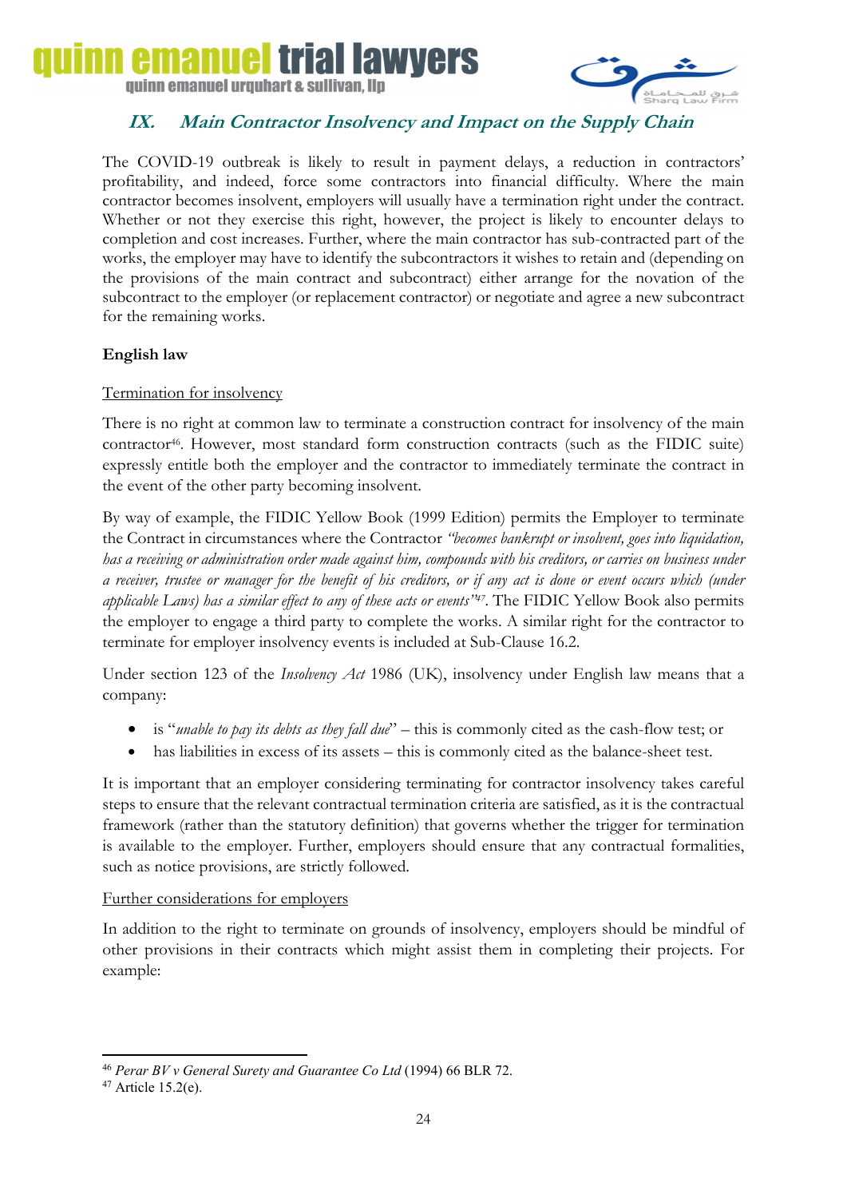## IX. Main Contractor Insolvency and Impact on the Supply Chain

The COVID-19 outbreak is likely to result in payment delays, a reduction in contractors' profitability, and indeed, force some contractors into financial difficulty. Where the main contractor becomes insolvent, employers will usually have a termination right under the contract. Whether or not they exercise this right, however, the project is likely to encounter delays to completion and cost increases. Further, where the main contractor has sub-contracted part of the works, the employer may have to identify the subcontractors it wishes to retain and (depending on the provisions of the main contract and subcontract) either arrange for the novation of the subcontract to the employer (or replacement contractor) or negotiate and agree a new subcontract for the remaining works.

**English law**

Termination for insolvency

There is no right at common law to terminate a construction contract for insolvency of the main contractor[46]. However, most standard form construction contracts (such as the FIDIC suite) expressly entitle both the employer and the contractor to immediately terminate the contract in the event of the other party becoming insolvent.

By way of example, the FIDIC Yellow Book (1999 Edition) permits the Employer to terminate the Contract in circumstances where the Contractor *"becomes bankrupt or insolvent, goes into liquidation, has a receiving or administration order made against him, compounds with his creditors, or carries on business under a receiver, trustee or manager for the benefit of his creditors, or if any act is done or event occurs which (under applicable Laws) has a similar effect to any of these acts or events"*[47]. The FIDIC Yellow Book also permits the employer to engage a third party to complete the works. A similar right for the contractor to terminate for employer insolvency events is included at Sub-Clause 16.2.

Under section 123 of the *Insolvency Act* 1986 (UK), insolvency under English law means that a company:

- is "*unable to pay its debts as they fall due*" – this is commonly cited as the cash-flow test; or
- has liabilities in excess of its assets – this is commonly cited as the balance-sheet test.

It is important that an employer considering terminating for contractor insolvency takes careful steps to ensure that the relevant contractual termination criteria are satisfied, as it is the contractual framework (rather than the statutory definition) that governs whether the trigger for termination is available to the employer. Further, employers should ensure that any contractual formalities, such as notice provisions, are strictly followed.

Further considerations for employers

In addition to the right to terminate on grounds of insolvency, employers should be mindful of other provisions in their contracts which might assist them in completing their projects. For example:

---

[46] *Perar BV v General Surety and Guarantee Co Ltd* (1994) 66 BLR 72.

[47] Article 15.2(e).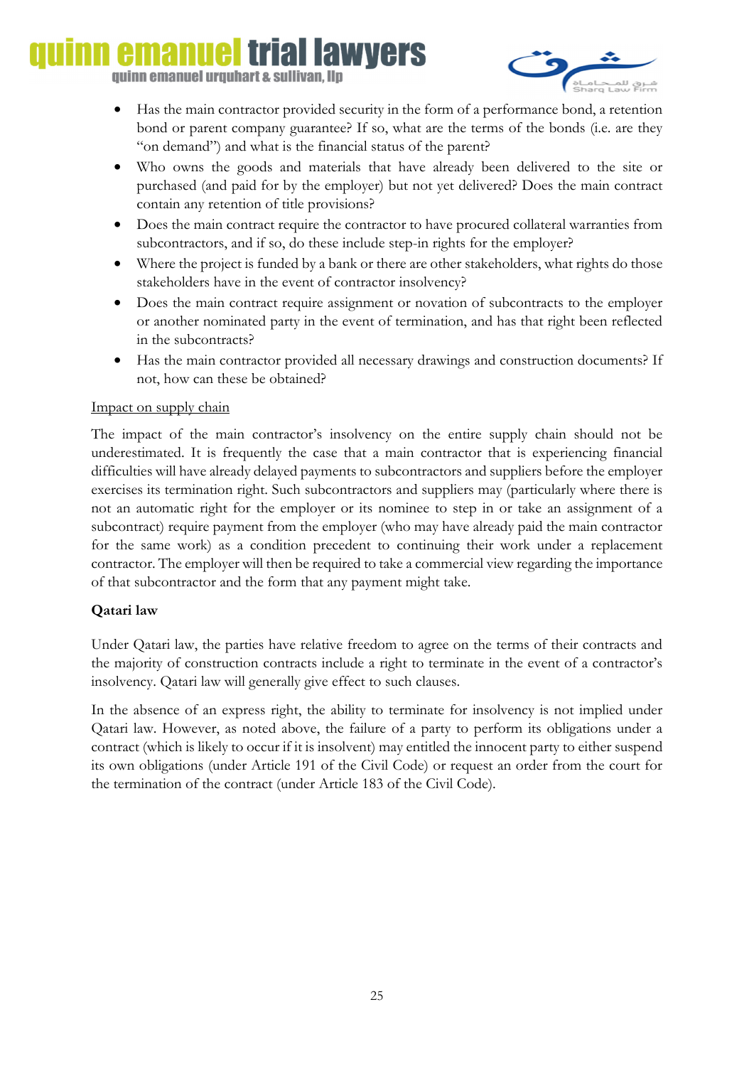- Has the main contractor provided security in the form of a performance bond, a retention bond or parent company guarantee? If so, what are the terms of the bonds (i.e. are they "on demand") and what is the financial status of the parent?
- Who owns the goods and materials that have already been delivered to the site or purchased (and paid for by the employer) but not yet delivered? Does the main contract contain any retention of title provisions?
- Does the main contract require the contractor to have procured collateral warranties from subcontractors, and if so, do these include step-in rights for the employer?
- Where the project is funded by a bank or there are other stakeholders, what rights do those stakeholders have in the event of contractor insolvency?
- Does the main contract require assignment or novation of subcontracts to the employer or another nominated party in the event of termination, and has that right been reflected in the subcontracts?
- Has the main contractor provided all necessary drawings and construction documents? If not, how can these be obtained?

<u>Impact on supply chain</u>

The impact of the main contractor's insolvency on the entire supply chain should not be underestimated. It is frequently the case that a main contractor that is experiencing financial difficulties will have already delayed payments to subcontractors and suppliers before the employer exercises its termination right. Such subcontractors and suppliers may (particularly where there is not an automatic right for the employer or its nominee to step in or take an assignment of a subcontract) require payment from the employer (who may have already paid the main contractor for the same work) as a condition precedent to continuing their work under a replacement contractor. The employer will then be required to take a commercial view regarding the importance of that subcontractor and the form that any payment might take.

**Qatari law**

Under Qatari law, the parties have relative freedom to agree on the terms of their contracts and the majority of construction contracts include a right to terminate in the event of a contractor's insolvency. Qatari law will generally give effect to such clauses.

In the absence of an express right, the ability to terminate for insolvency is not implied under Qatari law. However, as noted above, the failure of a party to perform its obligations under a contract (which is likely to occur if it is insolvent) may entitled the innocent party to either suspend its own obligations (under Article 191 of the Civil Code) or request an order from the court for the termination of the contract (under Article 183 of the Civil Code).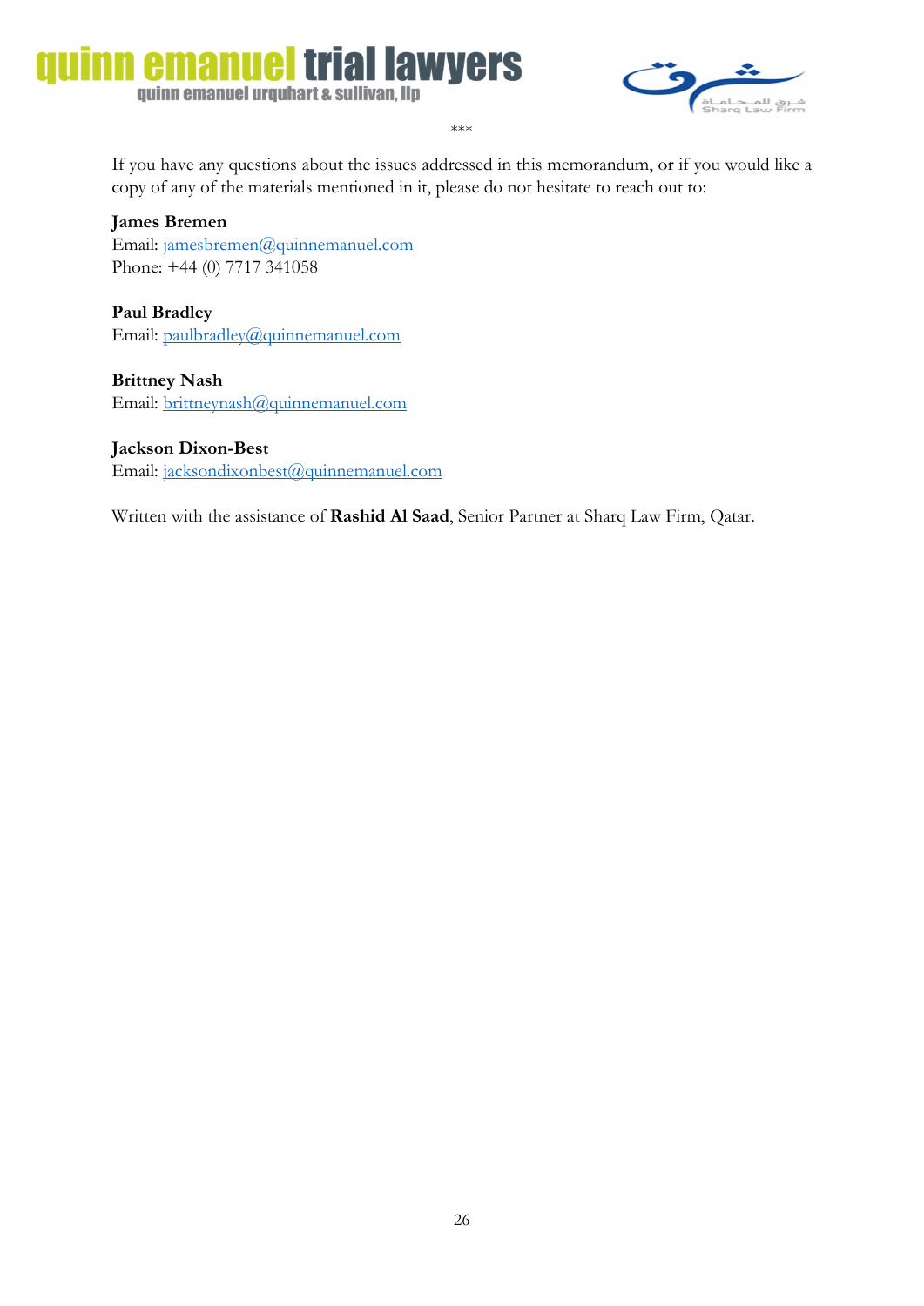\*\*\*

If you have any questions about the issues addressed in this memorandum, or if you would like a copy of any of the materials mentioned in it, please do not hesitate to reach out to:

**James Bremen**
Email: jamesbremen@quinnemanuel.com
Phone: +44 (0) 7717 341058

**Paul Bradley**
Email: paulbradley@quinnemanuel.com

**Brittney Nash**
Email: brittneynash@quinnemanuel.com

**Jackson Dixon-Best**
Email: jacksondixonbest@quinnemanuel.com

Written with the assistance of **Rashid Al Saad**, Senior Partner at Sharq Law Firm, Qatar.